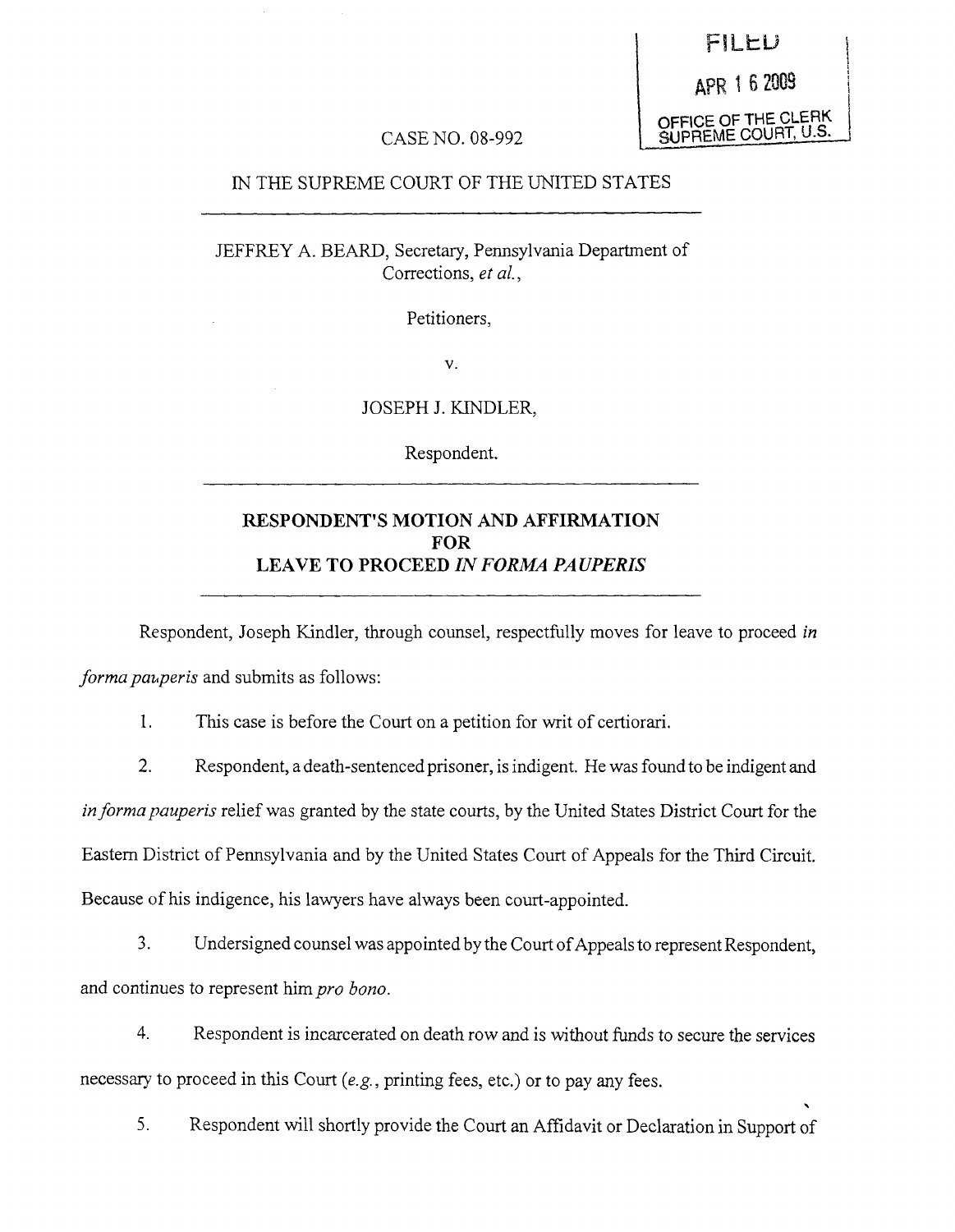FILED

APR 16 2009

OFFICE OF THE CLERK
SUPREME COURT, U.S.

CASE NO. 08-992

IN THE SUPREME COURT OF THE UNITED STATES

JEFFREY A. BEARD, Secretary, Pennsylvania Department of Corrections, *et al.*,

Petitioners,

v.

JOSEPH J. KINDLER,

Respondent.

## RESPONDENT'S MOTION AND AFFIRMATION FOR LEAVE TO PROCEED *IN FORMA PAUPERIS*

Respondent, Joseph Kindler, through counsel, respectfully moves for leave to proceed *in forma pauperis* and submits as follows:

1. This case is before the Court on a petition for writ of certiorari.

2. Respondent, a death-sentenced prisoner, is indigent. He was found to be indigent and *in forma pauperis* relief was granted by the state courts, by the United States District Court for the Eastern District of Pennsylvania and by the United States Court of Appeals for the Third Circuit. Because of his indigence, his lawyers have always been court-appointed.

3. Undersigned counsel was appointed by the Court of Appeals to represent Respondent, and continues to represent him *pro bono*.

4. Respondent is incarcerated on death row and is without funds to secure the services necessary to proceed in this Court (*e.g.*, printing fees, etc.) or to pay any fees.

5. Respondent will shortly provide the Court an Affidavit or Declaration in Support of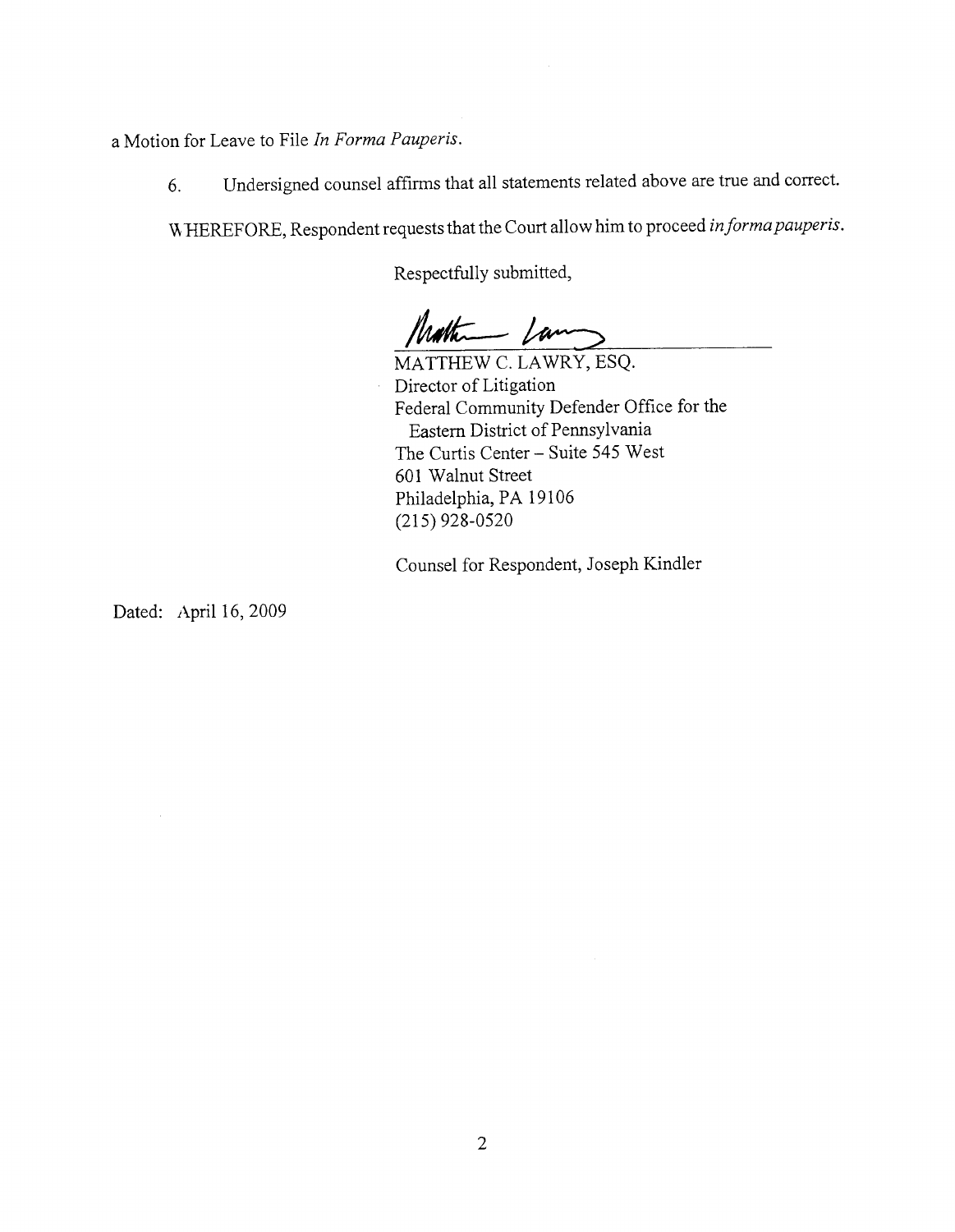a Motion for Leave to File *In Forma Pauperis*.

6. Undersigned counsel affirms that all statements related above are true and correct.

WHEREFORE, Respondent requests that the Court allow him to proceed *in forma pauperis*.

Respectfully submitted,

MATTHEW C. LAWRY, ESQ.
Director of Litigation
Federal Community Defender Office for the
Eastern District of Pennsylvania
The Curtis Center – Suite 545 West
601 Walnut Street
Philadelphia, PA 19106
(215) 928-0520

Counsel for Respondent, Joseph Kindler

Dated: April 16, 2009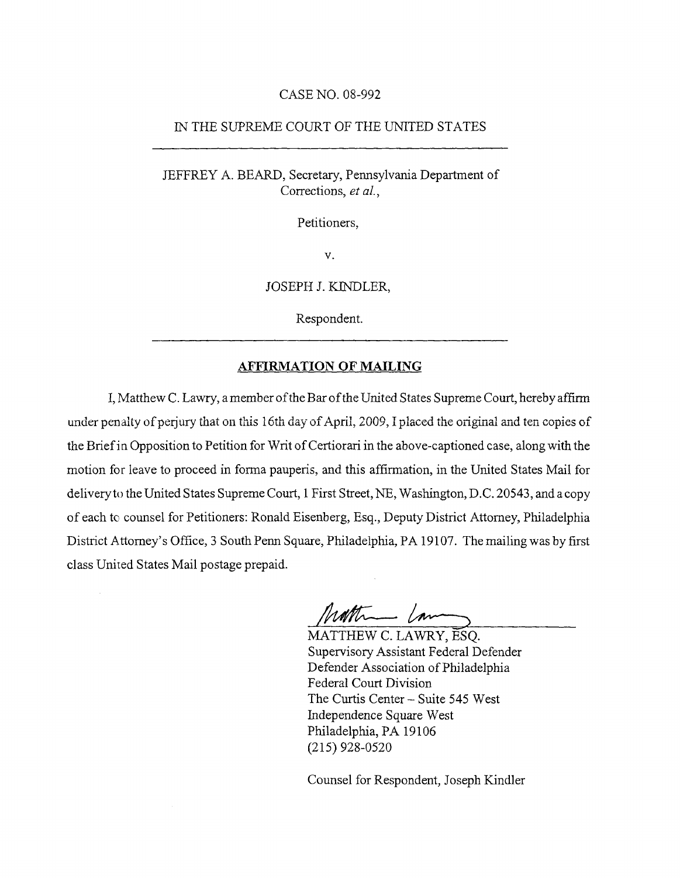CASE NO. 08-992

IN THE SUPREME COURT OF THE UNITED STATES

---

JEFFREY A. BEARD, Secretary, Pennsylvania Department of Corrections, *et al.*,

Petitioners,

v.

JOSEPH J. KINDLER,

Respondent.

---

## AFFIRMATION OF MAILING

I, Matthew C. Lawry, a member of the Bar of the United States Supreme Court, hereby affirm under penalty of perjury that on this 16th day of April, 2009, I placed the original and ten copies of the Brief in Opposition to Petition for Writ of Certiorari in the above-captioned case, along with the motion for leave to proceed in forma pauperis, and this affirmation, in the United States Mail for delivery to the United States Supreme Court, 1 First Street, NE, Washington, D.C. 20543, and a copy of each to counsel for Petitioners: Ronald Eisenberg, Esq., Deputy District Attorney, Philadelphia District Attorney's Office, 3 South Penn Square, Philadelphia, PA 19107. The mailing was by first class United States Mail postage prepaid.

MATTHEW C. LAWRY, ESQ.
Supervisory Assistant Federal Defender
Defender Association of Philadelphia
Federal Court Division
The Curtis Center – Suite 545 West
Independence Square West
Philadelphia, PA 19106
(215) 928-0520

Counsel for Respondent, Joseph Kindler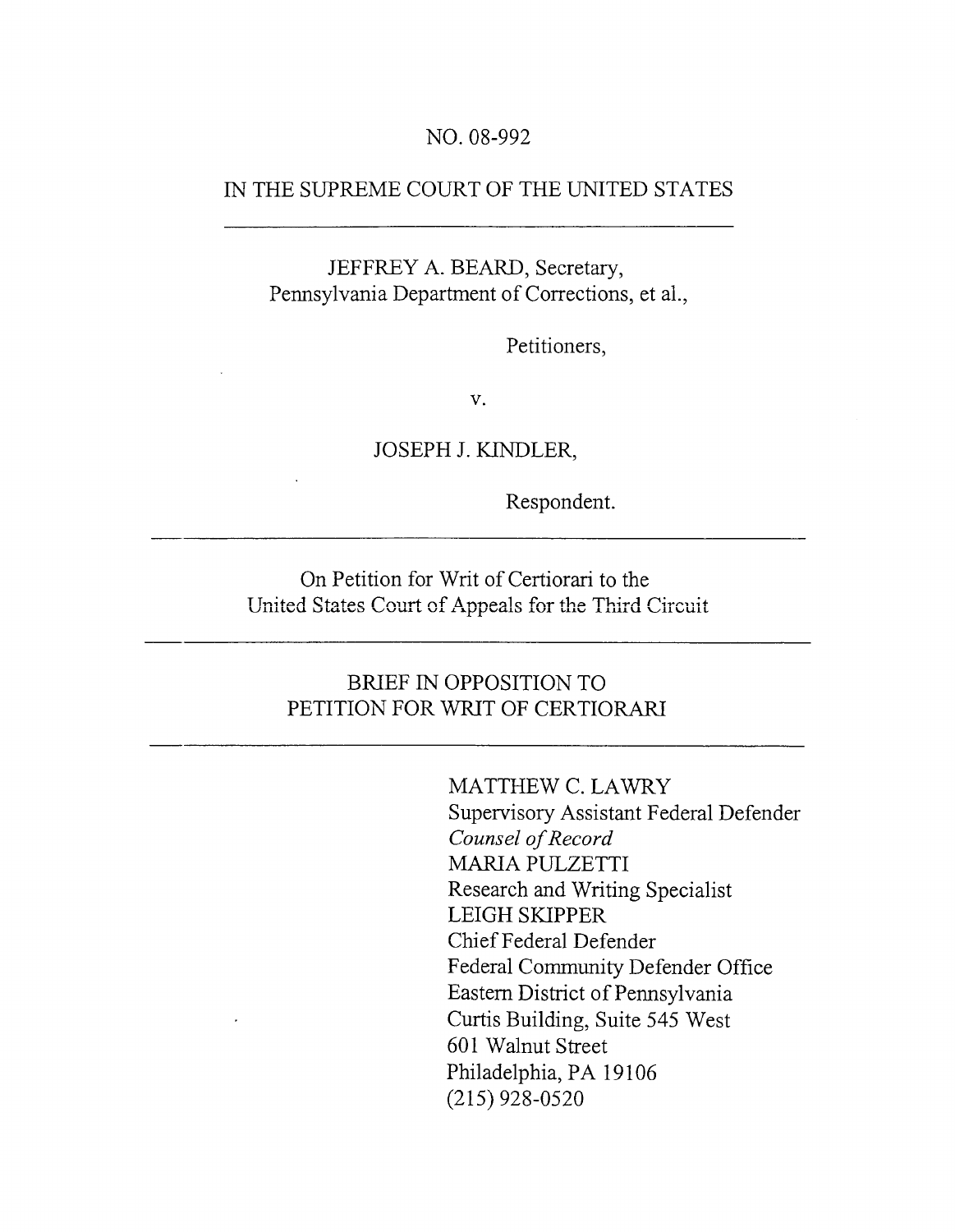NO. 08-992

IN THE SUPREME COURT OF THE UNITED STATES

---

JEFFREY A. BEARD, Secretary,
Pennsylvania Department of Corrections, et al.,

Petitioners,

v.

JOSEPH J. KINDLER,

Respondent.

---

On Petition for Writ of Certiorari to the
United States Court of Appeals for the Third Circuit

---

BRIEF IN OPPOSITION TO
PETITION FOR WRIT OF CERTIORARI

---

MATTHEW C. LAWRY
Supervisory Assistant Federal Defender
*Counsel of Record*
MARIA PULZETTI
Research and Writing Specialist
LEIGH SKIPPER
Chief Federal Defender
Federal Community Defender Office
Eastern District of Pennsylvania
Curtis Building, Suite 545 West
601 Walnut Street
Philadelphia, PA 19106
(215) 928-0520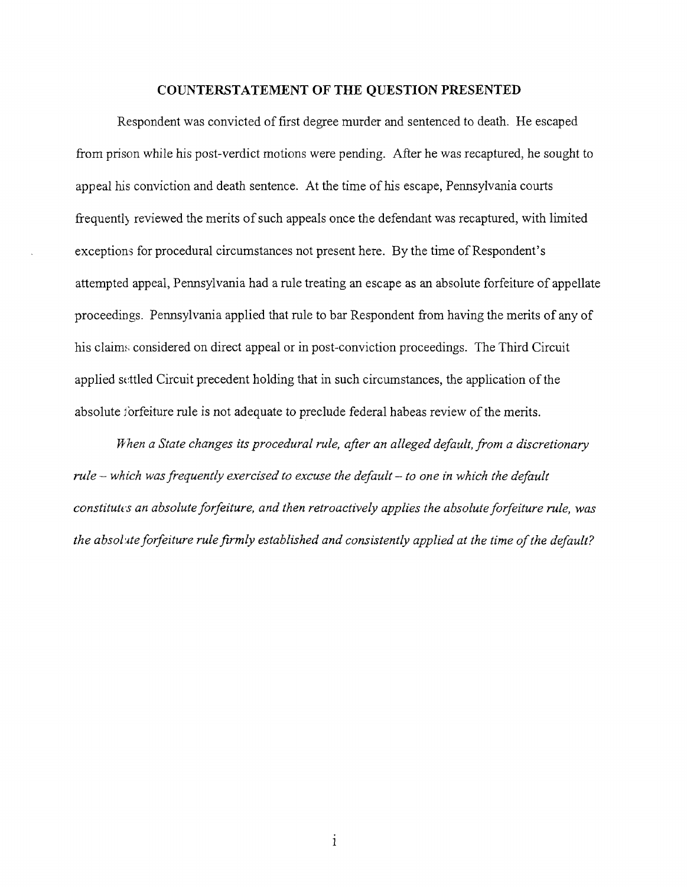## COUNTERSTATEMENT OF THE QUESTION PRESENTED

Respondent was convicted of first degree murder and sentenced to death. He escaped from prison while his post-verdict motions were pending. After he was recaptured, he sought to appeal his conviction and death sentence. At the time of his escape, Pennsylvania courts frequently reviewed the merits of such appeals once the defendant was recaptured, with limited exceptions for procedural circumstances not present here. By the time of Respondent's attempted appeal, Pennsylvania had a rule treating an escape as an absolute forfeiture of appellate proceedings. Pennsylvania applied that rule to bar Respondent from having the merits of any of his claims considered on direct appeal or in post-conviction proceedings. The Third Circuit applied settled Circuit precedent holding that in such circumstances, the application of the absolute forfeiture rule is not adequate to preclude federal habeas review of the merits.

*When a State changes its procedural rule, after an alleged default, from a discretionary rule – which was frequently exercised to excuse the default – to one in which the default constitutes an absolute forfeiture, and then retroactively applies the absolute forfeiture rule, was the absolute forfeiture rule firmly established and consistently applied at the time of the default?*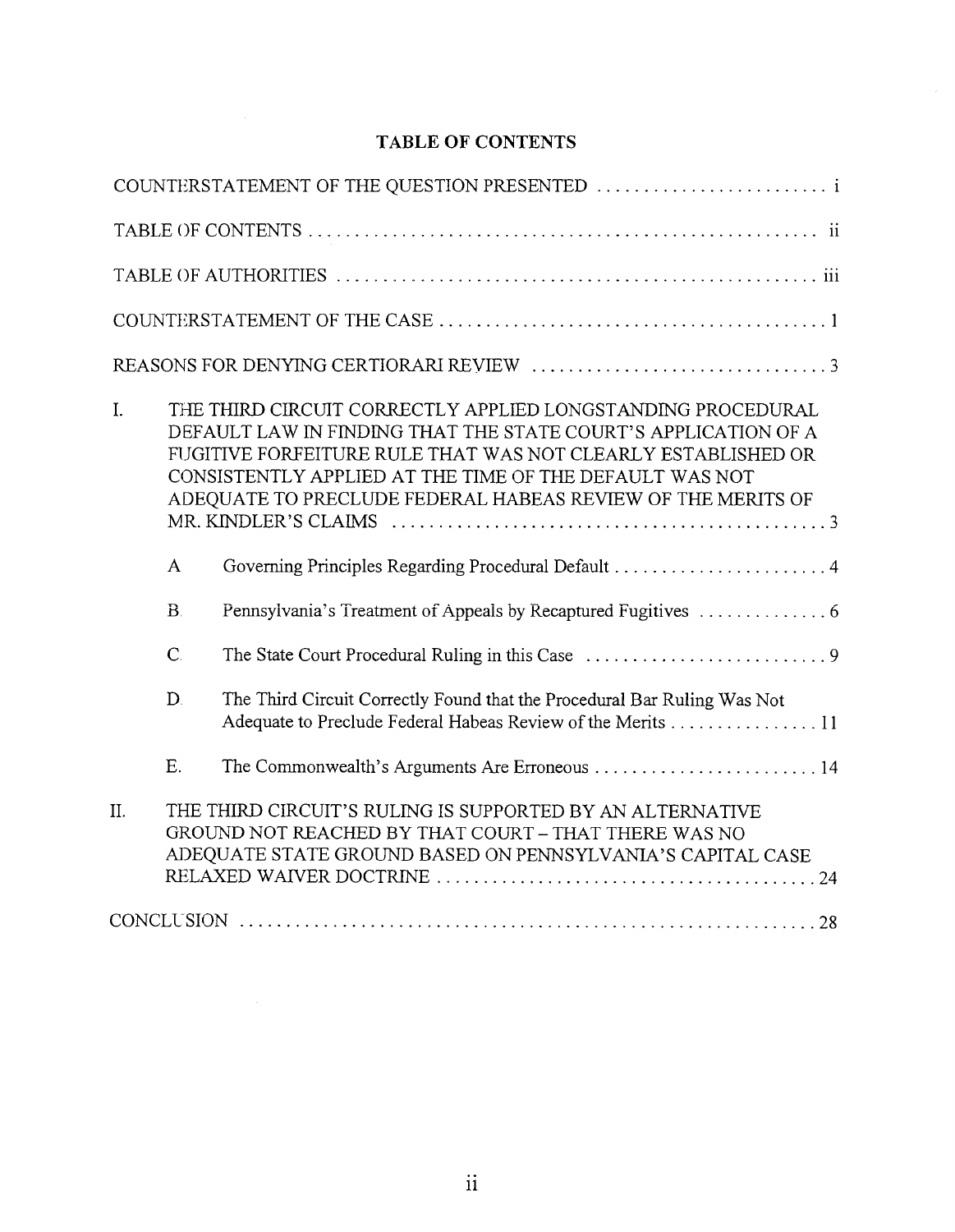# TABLE OF CONTENTS

COUNTERSTATEMENT OF THE QUESTION PRESENTED ........................ i

TABLE OF CONTENTS ........................................................ ii

TABLE OF AUTHORITIES .................................................... iii

COUNTERSTATEMENT OF THE CASE ......................................... 1

REASONS FOR DENYING CERTIORARI REVIEW ................................ 3

I. THE THIRD CIRCUIT CORRECTLY APPLIED LONGSTANDING PROCEDURAL DEFAULT LAW IN FINDING THAT THE STATE COURT'S APPLICATION OF A FUGITIVE FORFEITURE RULE THAT WAS NOT CLEARLY ESTABLISHED OR CONSISTENTLY APPLIED AT THE TIME OF THE DEFAULT WAS NOT ADEQUATE TO PRECLUDE FEDERAL HABEAS REVIEW OF THE MERITS OF MR. KINDLER'S CLAIMS ................................................ 3

   A. Governing Principles Regarding Procedural Default ........................ 4

   B. Pennsylvania's Treatment of Appeals by Recaptured Fugitives ............. 6

   C. The State Court Procedural Ruling in this Case .......................... 9

   D. The Third Circuit Correctly Found that the Procedural Bar Ruling Was Not Adequate to Preclude Federal Habeas Review of the Merits ................ 11

   E. The Commonwealth's Arguments Are Erroneous ........................ 14

II. THE THIRD CIRCUIT'S RULING IS SUPPORTED BY AN ALTERNATIVE GROUND NOT REACHED BY THAT COURT – THAT THERE WAS NO ADEQUATE STATE GROUND BASED ON PENNSYLVANIA'S CAPITAL CASE RELAXED WAIVER DOCTRINE ........................................ 24

CONCLUSION ............................................................... 28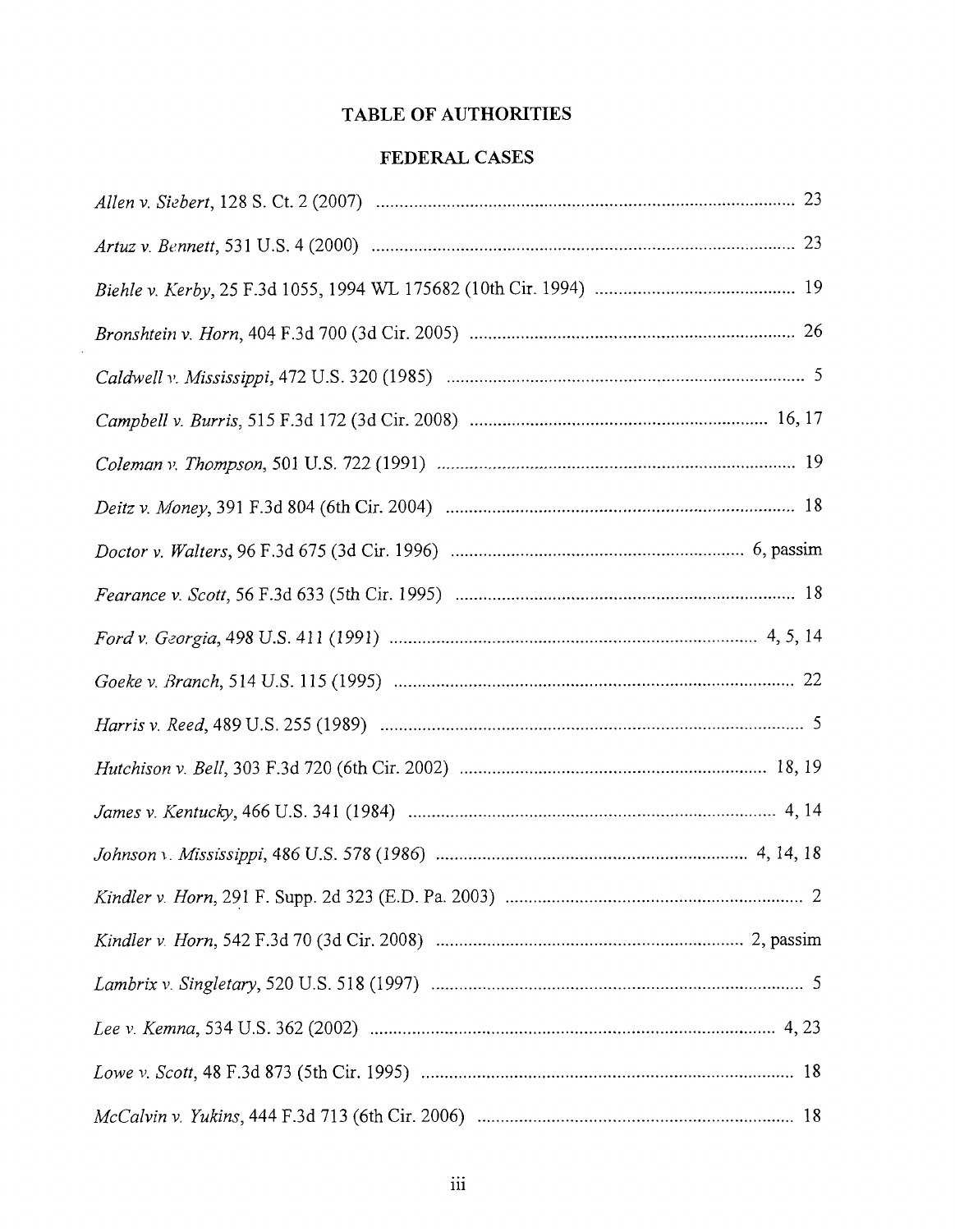## TABLE OF AUTHORITIES

### FEDERAL CASES

*Allen v. Siebert*, 128 S. Ct. 2 (2007) .......... 23

*Artuz v. Bennett*, 531 U.S. 4 (2000) .......... 23

*Biehle v. Kerby*, 25 F.3d 1055, 1994 WL 175682 (10th Cir. 1994) .......... 19

*Bronshtein v. Horn*, 404 F.3d 700 (3d Cir. 2005) .......... 26

*Caldwell v. Mississippi*, 472 U.S. 320 (1985) .......... 5

*Campbell v. Burris*, 515 F.3d 172 (3d Cir. 2008) .......... 16, 17

*Coleman v. Thompson*, 501 U.S. 722 (1991) .......... 19

*Deitz v. Money*, 391 F.3d 804 (6th Cir. 2004) .......... 18

*Doctor v. Walters*, 96 F.3d 675 (3d Cir. 1996) .......... 6, passim

*Fearance v. Scott*, 56 F.3d 633 (5th Cir. 1995) .......... 18

*Ford v. Georgia*, 498 U.S. 411 (1991) .......... 4, 5, 14

*Goeke v. Branch*, 514 U.S. 115 (1995) .......... 22

*Harris v. Reed*, 489 U.S. 255 (1989) .......... 5

*Hutchison v. Bell*, 303 F.3d 720 (6th Cir. 2002) .......... 18, 19

*James v. Kentucky*, 466 U.S. 341 (1984) .......... 4, 14

*Johnson v. Mississippi*, 486 U.S. 578 (1986) .......... 4, 14, 18

*Kindler v. Horn*, 291 F. Supp. 2d 323 (E.D. Pa. 2003) .......... 2

*Kindler v. Horn*, 542 F.3d 70 (3d Cir. 2008) .......... 2, passim

*Lambrix v. Singletary*, 520 U.S. 518 (1997) .......... 5

*Lee v. Kemna*, 534 U.S. 362 (2002) .......... 4, 23

*Lowe v. Scott*, 48 F.3d 873 (5th Cir. 1995) .......... 18

*McCalvin v. Yukins*, 444 F.3d 713 (6th Cir. 2006) .......... 18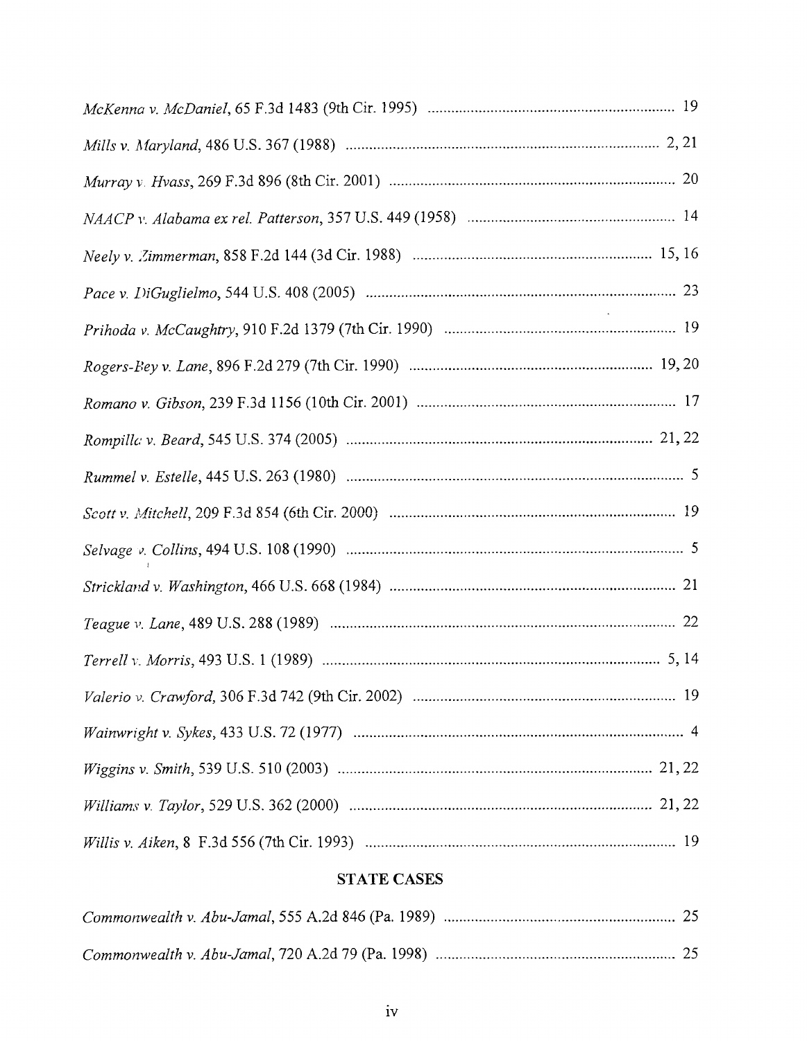*McKenna v. McDaniel*, 65 F.3d 1483 (9th Cir. 1995) .............................................................. 19

*Mills v. Maryland*, 486 U.S. 367 (1988) .............................................................................. 2, 21

*Murray v. Hvass*, 269 F.3d 896 (8th Cir. 2001) ..................................................................... 20

*NAACP v. Alabama ex rel. Patterson*, 357 U.S. 449 (1958) .................................................... 14

*Neely v. Zimmerman*, 858 F.2d 144 (3d Cir. 1988) .......................................................... 15, 16

*Pace v. DiGuglielmo*, 544 U.S. 408 (2005) ............................................................................. 23

*Prihoda v. McCaughtry*, 910 F.2d 1379 (7th Cir. 1990) ......................................................... 19

*Rogers-Bey v. Lane*, 896 F.2d 279 (7th Cir. 1990) ............................................................ 19, 20

*Romano v. Gibson*, 239 F.3d 1156 (10th Cir. 2001) ................................................................ 17

*Rompilla v. Beard*, 545 U.S. 374 (2005) ............................................................................ 21, 22

*Rummel v. Estelle*, 445 U.S. 263 (1980) .................................................................................... 5

*Scott v. Mitchell*, 209 F.3d 854 (6th Cir. 2000) ....................................................................... 19

*Selvage v. Collins*, 494 U.S. 108 (1990) .................................................................................... 5

*Strickland v. Washington*, 466 U.S. 668 (1984) ....................................................................... 21

*Teague v. Lane*, 489 U.S. 288 (1989) ....................................................................................... 22

*Terrell v. Morris*, 493 U.S. 1 (1989) ..................................................................................... 5, 14

*Valerio v. Crawford*, 306 F.3d 742 (9th Cir. 2002) .................................................................. 19

*Wainwright v. Sykes*, 433 U.S. 72 (1977) .................................................................................. 4

*Wiggins v. Smith*, 539 U.S. 510 (2003) ............................................................................... 21, 22

*Williams v. Taylor*, 529 U.S. 362 (2000) ........................................................................... 21, 22

*Willis v. Aiken*, 8 F.3d 556 (7th Cir. 1993) .............................................................................. 19

## STATE CASES

*Commonwealth v. Abu-Jamal*, 555 A.2d 846 (Pa. 1989) .......................................................... 25

*Commonwealth v. Abu-Jamal*, 720 A.2d 79 (Pa. 1998) ............................................................ 25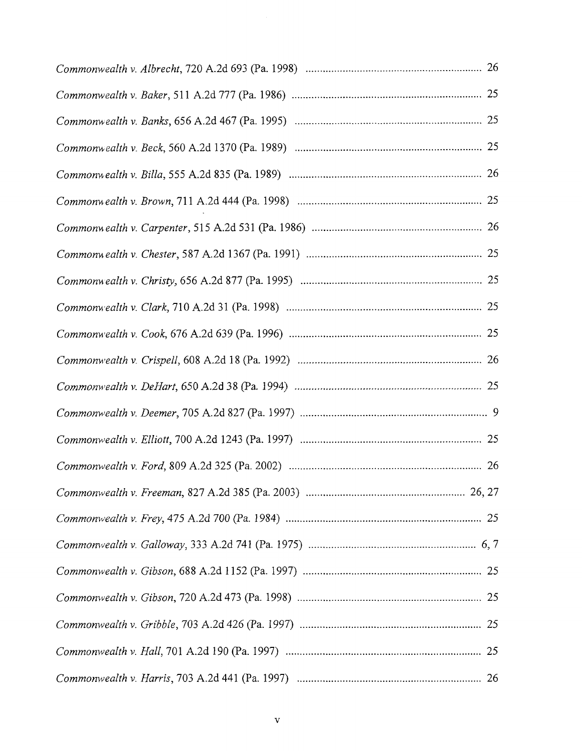*Commonwealth v. Albrecht*, 720 A.2d 693 (Pa. 1998) .............................................................. 26

*Commonwealth v. Baker*, 511 A.2d 777 (Pa. 1986) .................................................................. 25

*Commonwealth v. Banks*, 656 A.2d 467 (Pa. 1995) ................................................................. 25

*Commonwealth v. Beck*, 560 A.2d 1370 (Pa. 1989) ................................................................. 25

*Commonwealth v. Billa*, 555 A.2d 835 (Pa. 1989) ................................................................... 26

*Commonwealth v. Brown*, 711 A.2d 444 (Pa. 1998) ................................................................. 25

*Commonwealth v. Carpenter*, 515 A.2d 531 (Pa. 1986) ........................................................... 26

*Commonwealth v. Chester*, 587 A.2d 1367 (Pa. 1991) ............................................................. 25

*Commonwealth v. Christy*, 656 A.2d 877 (Pa. 1995) ............................................................... 25

*Commonwealth v. Clark*, 710 A.2d 31 (Pa. 1998) .................................................................... 25

*Commonwealth v. Cook*, 676 A.2d 639 (Pa. 1996) ................................................................... 25

*Commonwealth v. Crispell*, 608 A.2d 18 (Pa. 1992) ................................................................ 26

*Commonwealth v. DeHart*, 650 A.2d 38 (Pa. 1994) ................................................................. 25

*Commonwealth v. Deemer*, 705 A.2d 827 (Pa. 1997) ................................................................. 9

*Commonwealth v. Elliott*, 700 A.2d 1243 (Pa. 1997) ............................................................... 25

*Commonwealth v. Ford*, 809 A.2d 325 (Pa. 2002) .................................................................... 26

*Commonwealth v. Freeman*, 827 A.2d 385 (Pa. 2003) ........................................................ 26, 27

*Commonwealth v. Frey*, 475 A.2d 700 (Pa. 1984) ..................................................................... 25

*Commonwealth v. Galloway*, 333 A.2d 741 (Pa. 1975) ........................................................... 6, 7

*Commonwealth v. Gibson*, 688 A.2d 1152 (Pa. 1997) .............................................................. 25

*Commonwealth v. Gibson*, 720 A.2d 473 (Pa. 1998) ................................................................ 25

*Commonwealth v. Gribble*, 703 A.2d 426 (Pa. 1997) ............................................................... 25

*Commonwealth v. Hall*, 701 A.2d 190 (Pa. 1997) ..................................................................... 25

*Commonwealth v. Harris*, 703 A.2d 441 (Pa. 1997) ................................................................. 26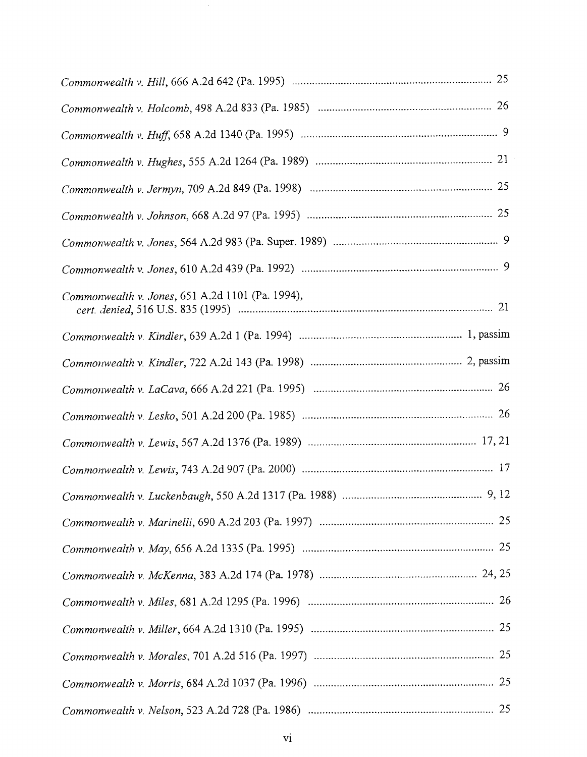*Commonwealth v. Hill*, 666 A.2d 642 (Pa. 1995) .......................................................................... 25

*Commonwealth v. Holcomb*, 498 A.2d 833 (Pa. 1985) ............................................................... 26

*Commonwealth v. Huff*, 658 A.2d 1340 (Pa. 1995) ...................................................................... 9

*Commonwealth v. Hughes*, 555 A.2d 1264 (Pa. 1989) ............................................................... 21

*Commonwealth v. Jermyn*, 709 A.2d 849 (Pa. 1998) ................................................................... 25

*Commonwealth v. Johnson*, 668 A.2d 97 (Pa. 1995) ................................................................... 25

*Commonwealth v. Jones*, 564 A.2d 983 (Pa. Super. 1989) ........................................................... 9

*Commonwealth v. Jones*, 610 A.2d 439 (Pa. 1992) ...................................................................... 9

*Commonwealth v. Jones*, 651 A.2d 1101 (Pa. 1994), *cert. denied*, 516 U.S. 835 (1995) ........................................................................................... 21

*Commonwealth v. Kindler*, 639 A.2d 1 (Pa. 1994) ........................................................... 1, passim

*Commonwealth v. Kindler*, 722 A.2d 143 (Pa. 1998) ..................................................... 2, passim

*Commonwealth v. LaCava*, 666 A.2d 221 (Pa. 1995) ................................................................. 26

*Commonwealth v. Lesko*, 501 A.2d 200 (Pa. 1985) ..................................................................... 26

*Commonwealth v. Lewis*, 567 A.2d 1376 (Pa. 1989) ............................................................ 17, 21

*Commonwealth v. Lewis*, 743 A.2d 907 (Pa. 2000) ..................................................................... 17

*Commonwealth v. Luckenbaugh*, 550 A.2d 1317 (Pa. 1988) ................................................... 9, 12

*Commonwealth v. Marinelli*, 690 A.2d 203 (Pa. 1997) ............................................................... 25

*Commonwealth v. May*, 656 A.2d 1335 (Pa. 1995) ..................................................................... 25

*Commonwealth v. McKenna*, 383 A.2d 174 (Pa. 1978) ........................................................ 24, 25

*Commonwealth v. Miles*, 681 A.2d 1295 (Pa. 1996) ................................................................... 26

*Commonwealth v. Miller*, 664 A.2d 1310 (Pa. 1995) .................................................................. 25

*Commonwealth v. Morales*, 701 A.2d 516 (Pa. 1997) ................................................................. 25

*Commonwealth v. Morris*, 684 A.2d 1037 (Pa. 1996) ................................................................. 25

*Commonwealth v. Nelson*, 523 A.2d 728 (Pa. 1986) ................................................................... 25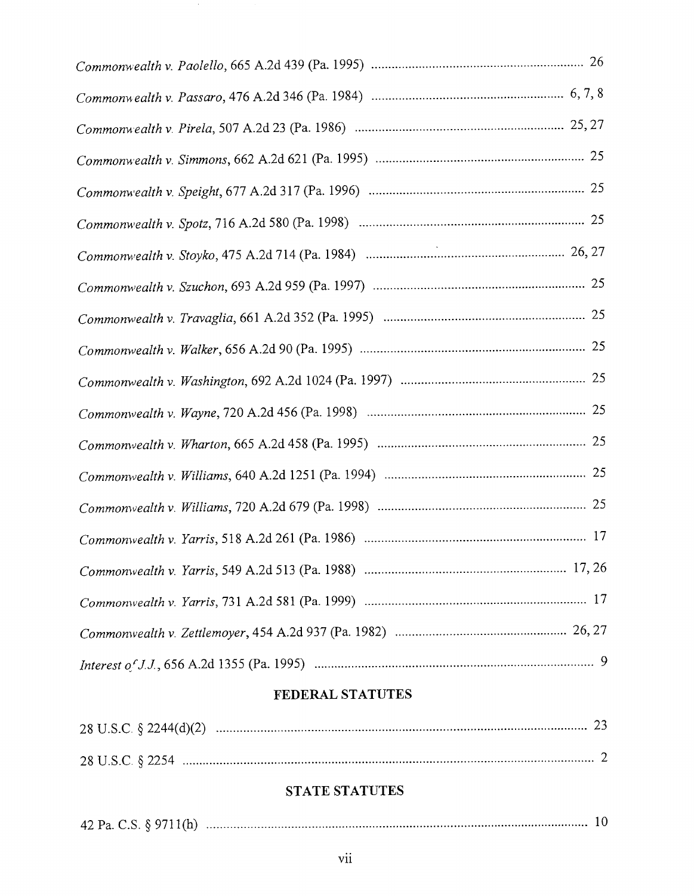*Commonwealth v. Paolello*, 665 A.2d 439 (Pa. 1995) .................................................... 26

*Commonwealth v. Passaro*, 476 A.2d 346 (Pa. 1984) ............................................... 6, 7, 8

*Commonwealth v. Pirela*, 507 A.2d 23 (Pa. 1986) ................................................... 25, 27

*Commonwealth v. Simmons*, 662 A.2d 621 (Pa. 1995) ................................................ 25

*Commonwealth v. Speight*, 677 A.2d 317 (Pa. 1996) .................................................. 25

*Commonwealth v. Spotz*, 716 A.2d 580 (Pa. 1998) ..................................................... 25

*Commonwealth v. Stoyko*, 475 A.2d 714 (Pa. 1984) ............................................... 26, 27

*Commonwealth v. Szuchon*, 693 A.2d 959 (Pa. 1997) ................................................ 25

*Commonwealth v. Travaglia*, 661 A.2d 352 (Pa. 1995) .............................................. 25

*Commonwealth v. Walker*, 656 A.2d 90 (Pa. 1995) ..................................................... 25

*Commonwealth v. Washington*, 692 A.2d 1024 (Pa. 1997) ......................................... 25

*Commonwealth v. Wayne*, 720 A.2d 456 (Pa. 1998) .................................................... 25

*Commonwealth v. Wharton*, 665 A.2d 458 (Pa. 1995) ................................................ 25

*Commonwealth v. Williams*, 640 A.2d 1251 (Pa. 1994) .............................................. 25

*Commonwealth v. Williams*, 720 A.2d 679 (Pa. 1998) ................................................ 25

*Commonwealth v. Yarris*, 518 A.2d 261 (Pa. 1986) ..................................................... 17

*Commonwealth v. Yarris*, 549 A.2d 513 (Pa. 1988) ............................................... 17, 26

*Commonwealth v. Yarris*, 731 A.2d 581 (Pa. 1999) ..................................................... 17

*Commonwealth v. Zettlemoyer*, 454 A.2d 937 (Pa. 1982) ...................................... 26, 27

*Interest of J.J.*, 656 A.2d 1355 (Pa. 1995) ..................................................................... 9

## FEDERAL STATUTES

28 U.S.C. § 2244(d)(2) .................................................................................................. 23

28 U.S.C. § 2254 ............................................................................................................ 2

## STATE STATUTES

42 Pa. C.S. § 9711(h) .................................................................................................... 10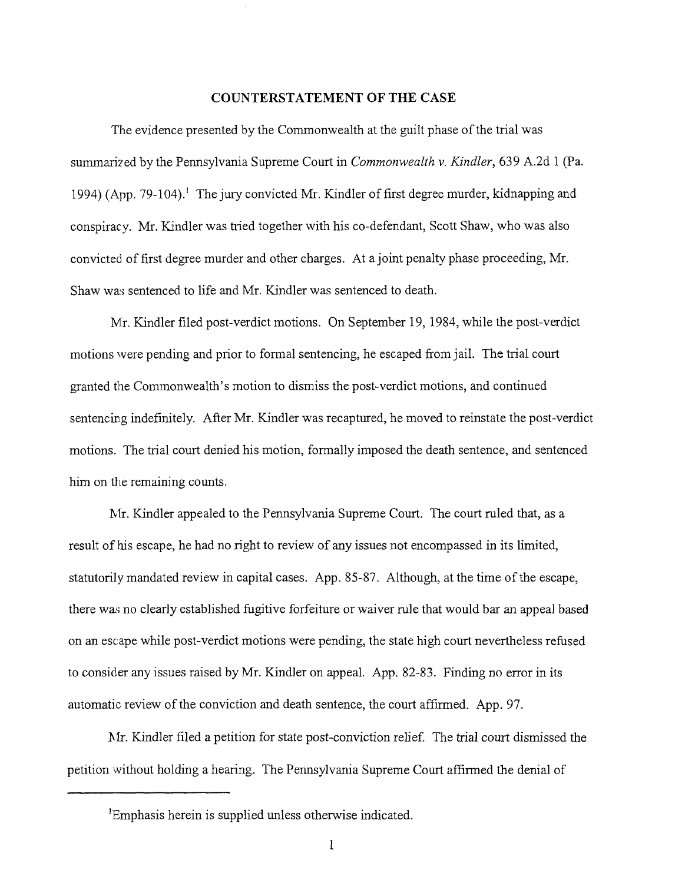## COUNTERSTATEMENT OF THE CASE

The evidence presented by the Commonwealth at the guilt phase of the trial was summarized by the Pennsylvania Supreme Court in *Commonwealth v. Kindler*, 639 A.2d 1 (Pa. 1994) (App. 79-104).[1] The jury convicted Mr. Kindler of first degree murder, kidnapping and conspiracy. Mr. Kindler was tried together with his co-defendant, Scott Shaw, who was also convicted of first degree murder and other charges. At a joint penalty phase proceeding, Mr. Shaw was sentenced to life and Mr. Kindler was sentenced to death.

Mr. Kindler filed post-verdict motions. On September 19, 1984, while the post-verdict motions were pending and prior to formal sentencing, he escaped from jail. The trial court granted the Commonwealth's motion to dismiss the post-verdict motions, and continued sentencing indefinitely. After Mr. Kindler was recaptured, he moved to reinstate the post-verdict motions. The trial court denied his motion, formally imposed the death sentence, and sentenced him on the remaining counts.

Mr. Kindler appealed to the Pennsylvania Supreme Court. The court ruled that, as a result of his escape, he had no right to review of any issues not encompassed in its limited, statutorily mandated review in capital cases. App. 85-87. Although, at the time of the escape, there was no clearly established fugitive forfeiture or waiver rule that would bar an appeal based on an escape while post-verdict motions were pending, the state high court nevertheless refused to consider any issues raised by Mr. Kindler on appeal. App. 82-83. Finding no error in its automatic review of the conviction and death sentence, the court affirmed. App. 97.

Mr. Kindler filed a petition for state post-conviction relief. The trial court dismissed the petition without holding a hearing. The Pennsylvania Supreme Court affirmed the denial of

[1] Emphasis herein is supplied unless otherwise indicated.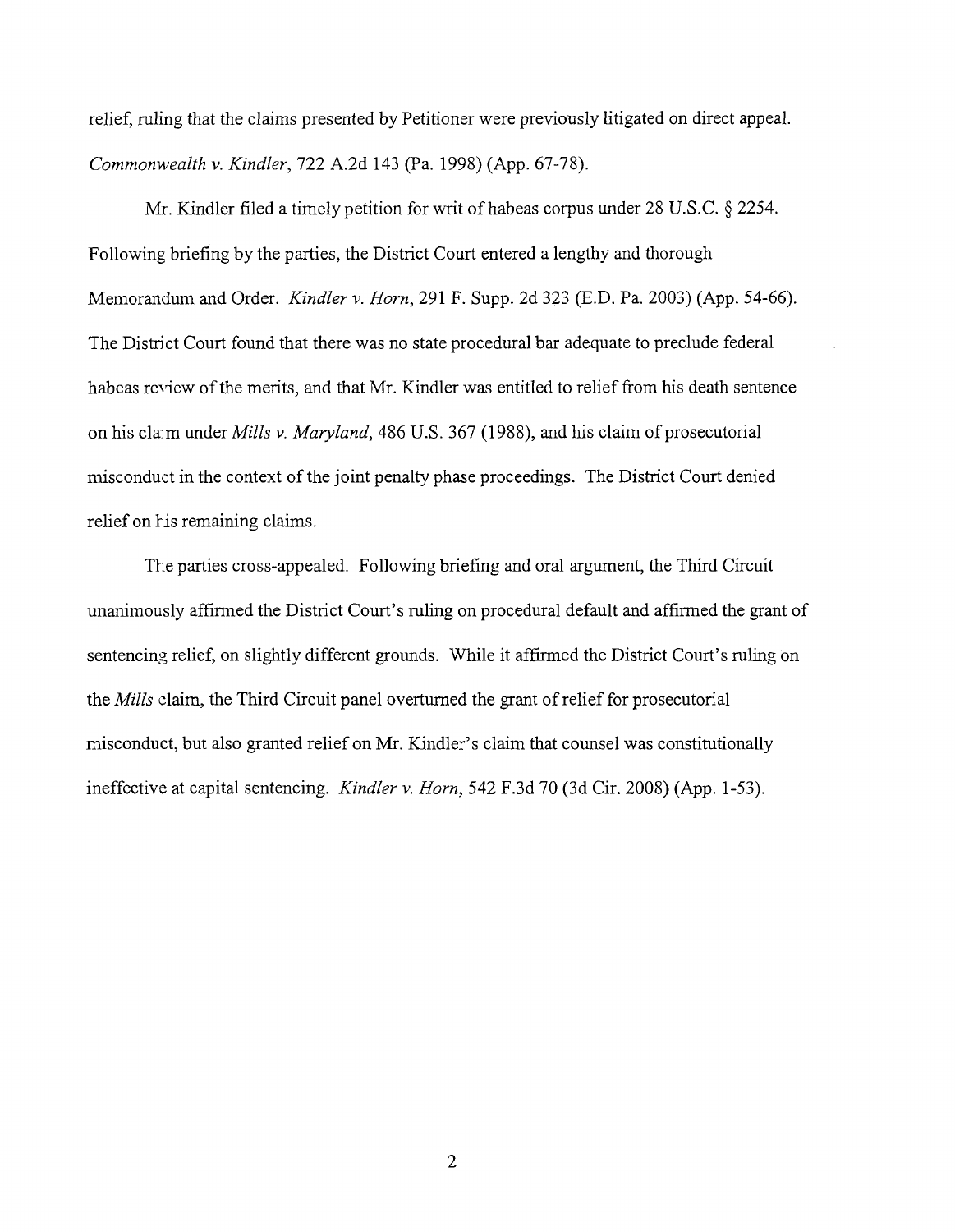relief, ruling that the claims presented by Petitioner were previously litigated on direct appeal. *Commonwealth v. Kindler*, 722 A.2d 143 (Pa. 1998) (App. 67-78).

Mr. Kindler filed a timely petition for writ of habeas corpus under 28 U.S.C. § 2254. Following briefing by the parties, the District Court entered a lengthy and thorough Memorandum and Order. *Kindler v. Horn*, 291 F. Supp. 2d 323 (E.D. Pa. 2003) (App. 54-66). The District Court found that there was no state procedural bar adequate to preclude federal habeas review of the merits, and that Mr. Kindler was entitled to relief from his death sentence on his claim under *Mills v. Maryland*, 486 U.S. 367 (1988), and his claim of prosecutorial misconduct in the context of the joint penalty phase proceedings. The District Court denied relief on his remaining claims.

The parties cross-appealed. Following briefing and oral argument, the Third Circuit unanimously affirmed the District Court's ruling on procedural default and affirmed the grant of sentencing relief, on slightly different grounds. While it affirmed the District Court's ruling on the *Mills* claim, the Third Circuit panel overturned the grant of relief for prosecutorial misconduct, but also granted relief on Mr. Kindler's claim that counsel was constitutionally ineffective at capital sentencing. *Kindler v. Horn*, 542 F.3d 70 (3d Cir. 2008) (App. 1-53).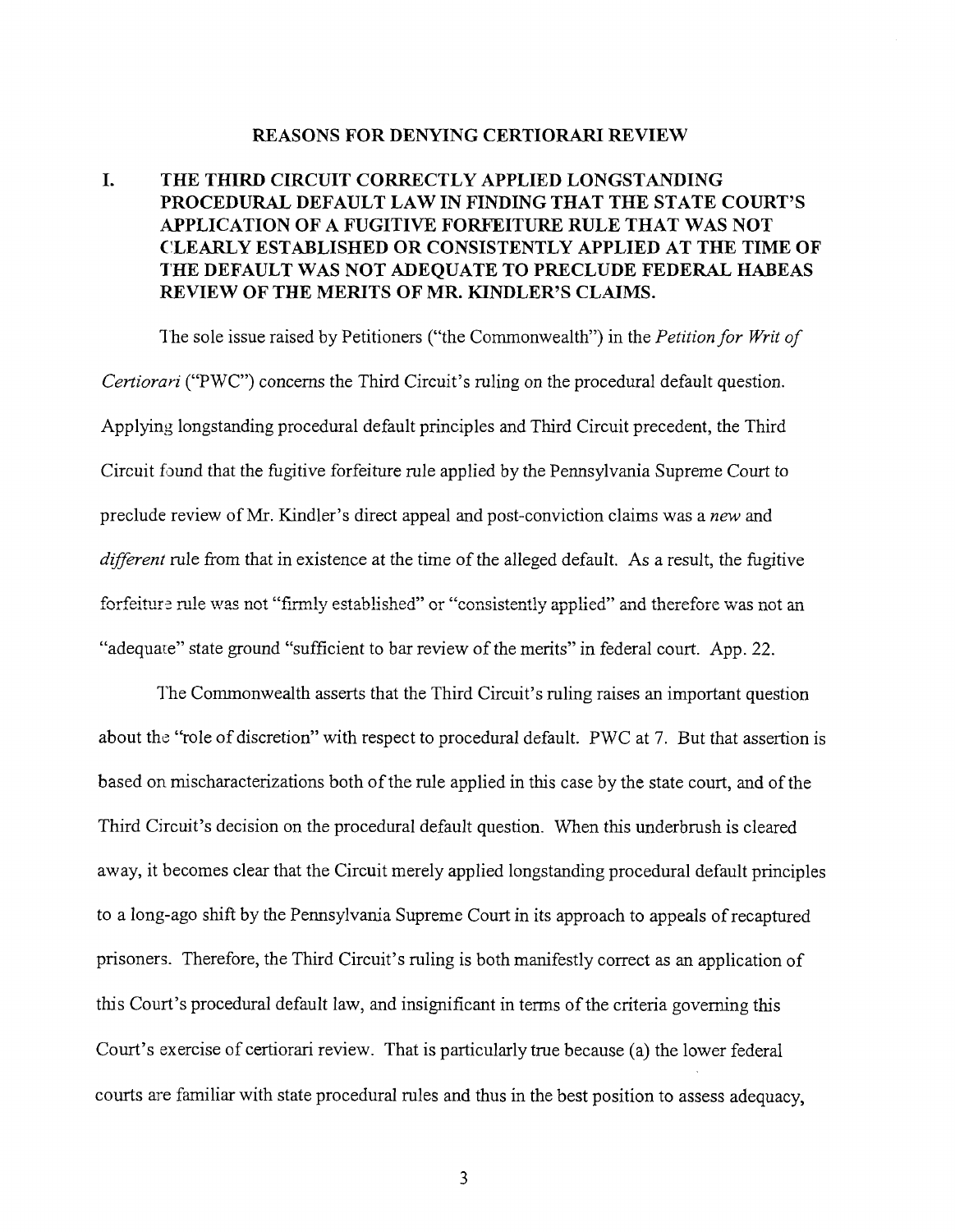## REASONS FOR DENYING CERTIORARI REVIEW

### I. THE THIRD CIRCUIT CORRECTLY APPLIED LONGSTANDING PROCEDURAL DEFAULT LAW IN FINDING THAT THE STATE COURT'S APPLICATION OF A FUGITIVE FORFEITURE RULE THAT WAS NOT CLEARLY ESTABLISHED OR CONSISTENTLY APPLIED AT THE TIME OF THE DEFAULT WAS NOT ADEQUATE TO PRECLUDE FEDERAL HABEAS REVIEW OF THE MERITS OF MR. KINDLER'S CLAIMS.

The sole issue raised by Petitioners ("the Commonwealth") in the *Petition for Writ of Certiorari* ("PWC") concerns the Third Circuit's ruling on the procedural default question. Applying longstanding procedural default principles and Third Circuit precedent, the Third Circuit found that the fugitive forfeiture rule applied by the Pennsylvania Supreme Court to preclude review of Mr. Kindler's direct appeal and post-conviction claims was a *new* and *different* rule from that in existence at the time of the alleged default. As a result, the fugitive forfeiture rule was not "firmly established" or "consistently applied" and therefore was not an "adequate" state ground "sufficient to bar review of the merits" in federal court. App. 22.

The Commonwealth asserts that the Third Circuit's ruling raises an important question about the "role of discretion" with respect to procedural default. PWC at 7. But that assertion is based on mischaracterizations both of the rule applied in this case by the state court, and of the Third Circuit's decision on the procedural default question. When this underbrush is cleared away, it becomes clear that the Circuit merely applied longstanding procedural default principles to a long-ago shift by the Pennsylvania Supreme Court in its approach to appeals of recaptured prisoners. Therefore, the Third Circuit's ruling is both manifestly correct as an application of this Court's procedural default law, and insignificant in terms of the criteria governing this Court's exercise of certiorari review. That is particularly true because (a) the lower federal courts are familiar with state procedural rules and thus in the best position to assess adequacy,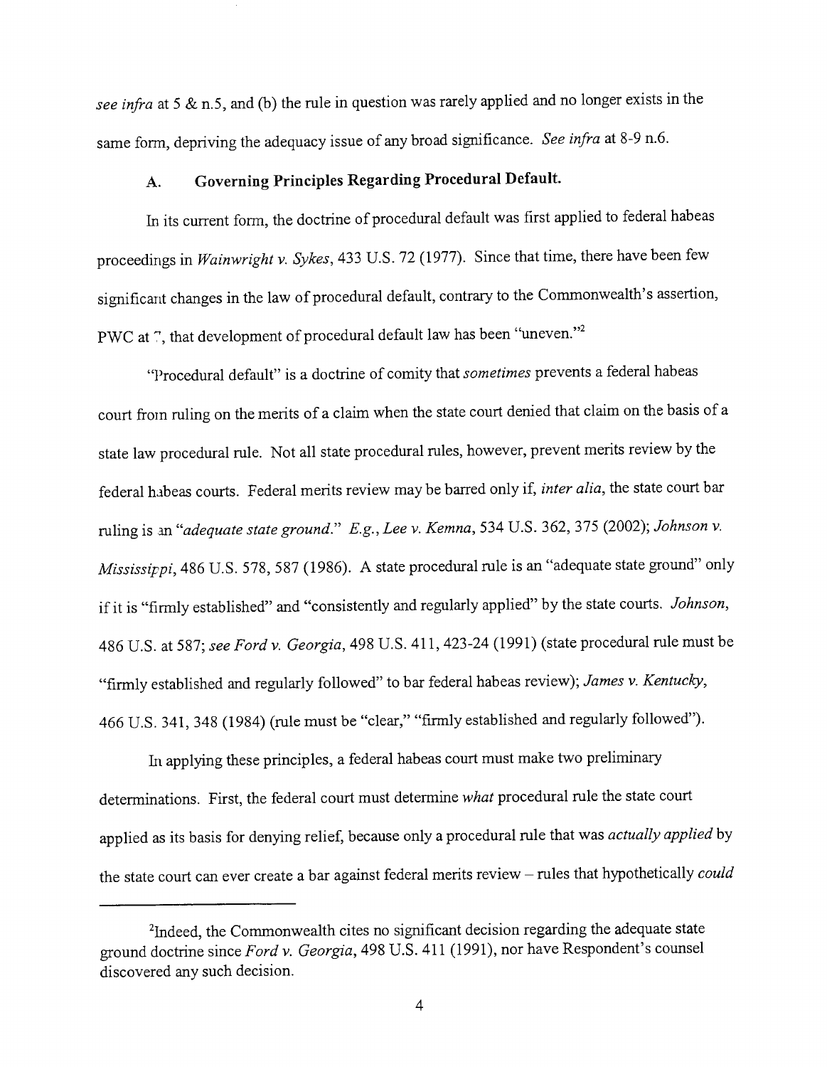*see infra* at 5 & n.5, and (b) the rule in question was rarely applied and no longer exists in the same form, depriving the adequacy issue of any broad significance. *See infra* at 8-9 n.6.

### A. Governing Principles Regarding Procedural Default.

In its current form, the doctrine of procedural default was first applied to federal habeas proceedings in *Wainwright v. Sykes*, 433 U.S. 72 (1977). Since that time, there have been few significant changes in the law of procedural default, contrary to the Commonwealth's assertion, PWC at 7, that development of procedural default law has been "uneven."[2]

"Procedural default" is a doctrine of comity that *sometimes* prevents a federal habeas court from ruling on the merits of a claim when the state court denied that claim on the basis of a state law procedural rule. Not all state procedural rules, however, prevent merits review by the federal habeas courts. Federal merits review may be barred only if, *inter alia*, the state court bar ruling is an "*adequate state ground*." *E.g.*, *Lee v. Kemna*, 534 U.S. 362, 375 (2002); *Johnson v. Mississippi*, 486 U.S. 578, 587 (1986). A state procedural rule is an "adequate state ground" only if it is "firmly established" and "consistently and regularly applied" by the state courts. *Johnson*, 486 U.S. at 587; *see Ford v. Georgia*, 498 U.S. 411, 423-24 (1991) (state procedural rule must be "firmly established and regularly followed" to bar federal habeas review); *James v. Kentucky*, 466 U.S. 341, 348 (1984) (rule must be "clear," "firmly established and regularly followed").

In applying these principles, a federal habeas court must make two preliminary determinations. First, the federal court must determine *what* procedural rule the state court applied as its basis for denying relief, because only a procedural rule that was *actually applied* by the state court can ever create a bar against federal merits review – rules that hypothetically *could*

---

[2]Indeed, the Commonwealth cites no significant decision regarding the adequate state ground doctrine since *Ford v. Georgia*, 498 U.S. 411 (1991), nor have Respondent's counsel discovered any such decision.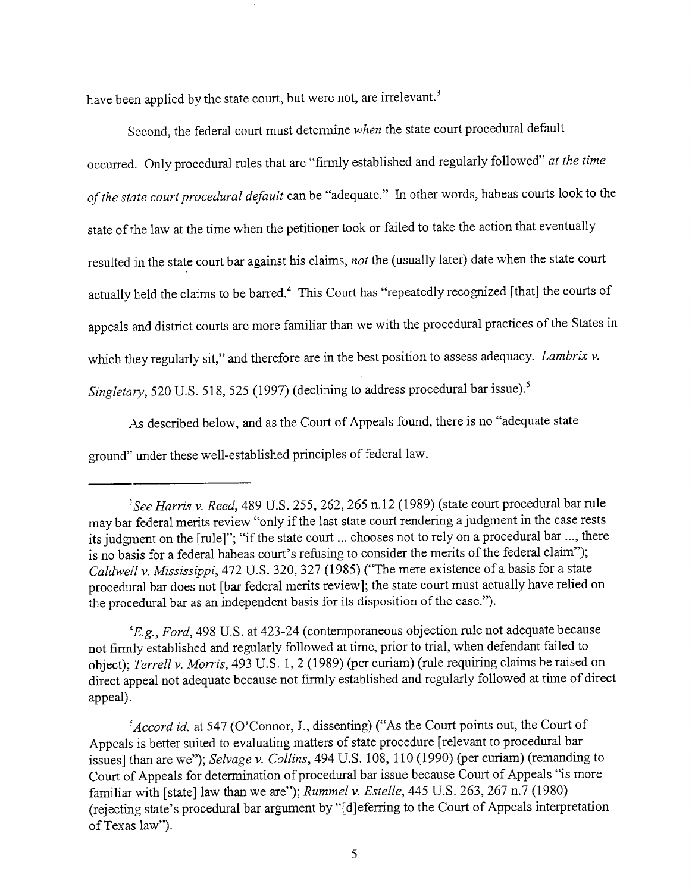have been applied by the state court, but were not, are irrelevant.[3]

Second, the federal court must determine *when* the state court procedural default occurred. Only procedural rules that are "firmly established and regularly followed" *at the time of the state court procedural default* can be "adequate." In other words, habeas courts look to the state of the law at the time when the petitioner took or failed to take the action that eventually resulted in the state court bar against his claims, *not* the (usually later) date when the state court actually held the claims to be barred.[4] This Court has "repeatedly recognized [that] the courts of appeals and district courts are more familiar than we with the procedural practices of the States in which they regularly sit," and therefore are in the best position to assess adequacy. *Lambrix v. Singletary*, 520 U.S. 518, 525 (1997) (declining to address procedural bar issue).[5]

As described below, and as the Court of Appeals found, there is no "adequate state ground" under these well-established principles of federal law.

---

[3] *See Harris v. Reed*, 489 U.S. 255, 262, 265 n.12 (1989) (state court procedural bar rule may bar federal merits review "only if the last state court rendering a judgment in the case rests its judgment on the [rule]"; "if the state court ... chooses not to rely on a procedural bar ..., there is no basis for a federal habeas court's refusing to consider the merits of the federal claim"); *Caldwell v. Mississippi*, 472 U.S. 320, 327 (1985) ("The mere existence of a basis for a state procedural bar does not [bar federal merits review]; the state court must actually have relied on the procedural bar as an independent basis for its disposition of the case.").

[4] *E.g., Ford*, 498 U.S. at 423-24 (contemporaneous objection rule not adequate because not firmly established and regularly followed at time, prior to trial, when defendant failed to object); *Terrell v. Morris*, 493 U.S. 1, 2 (1989) (per curiam) (rule requiring claims be raised on direct appeal not adequate because not firmly established and regularly followed at time of direct appeal).

[5] *Accord id.* at 547 (O'Connor, J., dissenting) ("As the Court points out, the Court of Appeals is better suited to evaluating matters of state procedure [relevant to procedural bar issues] than are we"); *Selvage v. Collins*, 494 U.S. 108, 110 (1990) (per curiam) (remanding to Court of Appeals for determination of procedural bar issue because Court of Appeals "is more familiar with [state] law than we are"); *Rummel v. Estelle*, 445 U.S. 263, 267 n.7 (1980) (rejecting state's procedural bar argument by "[d]eferring to the Court of Appeals interpretation of Texas law").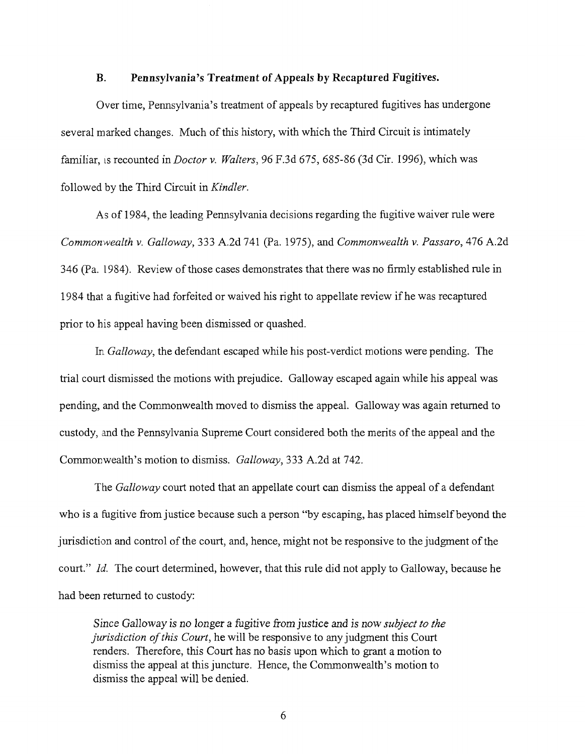### B. Pennsylvania's Treatment of Appeals by Recaptured Fugitives.

Over time, Pennsylvania's treatment of appeals by recaptured fugitives has undergone several marked changes. Much of this history, with which the Third Circuit is intimately familiar, is recounted in *Doctor v. Walters*, 96 F.3d 675, 685-86 (3d Cir. 1996), which was followed by the Third Circuit in *Kindler*.

As of 1984, the leading Pennsylvania decisions regarding the fugitive waiver rule were *Commonwealth v. Galloway*, 333 A.2d 741 (Pa. 1975), and *Commonwealth v. Passaro*, 476 A.2d 346 (Pa. 1984). Review of those cases demonstrates that there was no firmly established rule in 1984 that a fugitive had forfeited or waived his right to appellate review if he was recaptured prior to his appeal having been dismissed or quashed.

In *Galloway*, the defendant escaped while his post-verdict motions were pending. The trial court dismissed the motions with prejudice. Galloway escaped again while his appeal was pending, and the Commonwealth moved to dismiss the appeal. Galloway was again returned to custody, and the Pennsylvania Supreme Court considered both the merits of the appeal and the Commonwealth's motion to dismiss. *Galloway*, 333 A.2d at 742.

The *Galloway* court noted that an appellate court can dismiss the appeal of a defendant who is a fugitive from justice because such a person "by escaping, has placed himself beyond the jurisdiction and control of the court, and, hence, might not be responsive to the judgment of the court." *Id.* The court determined, however, that this rule did not apply to Galloway, because he had been returned to custody:

> Since Galloway is no longer a fugitive from justice and is now *subject to the jurisdiction of this Court*, he will be responsive to any judgment this Court renders. Therefore, this Court has no basis upon which to grant a motion to dismiss the appeal at this juncture. Hence, the Commonwealth's motion to dismiss the appeal will be denied.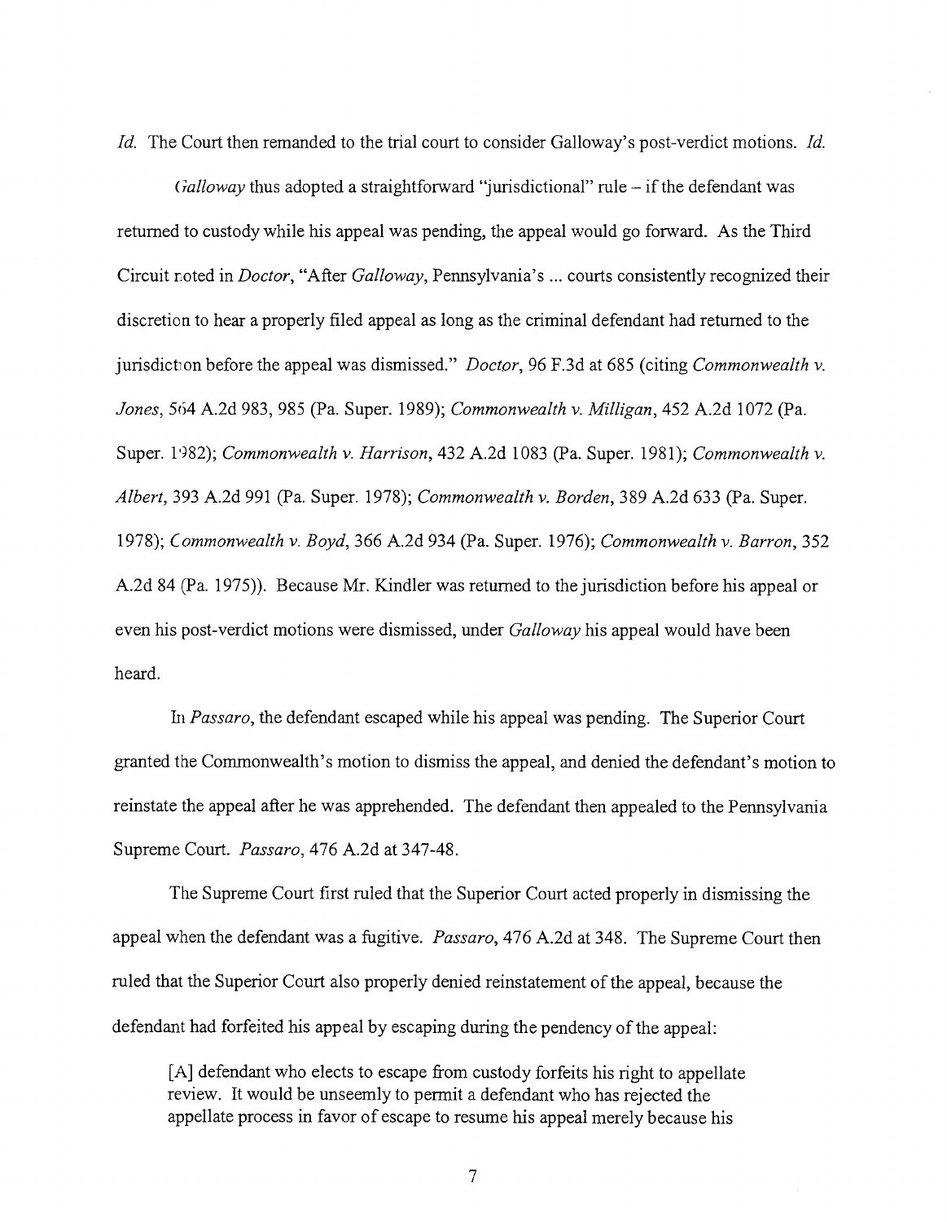*Id.* The Court then remanded to the trial court to consider Galloway's post-verdict motions. *Id.*

*Galloway* thus adopted a straightforward "jurisdictional" rule – if the defendant was returned to custody while his appeal was pending, the appeal would go forward. As the Third Circuit noted in *Doctor*, "After *Galloway*, Pennsylvania's ... courts consistently recognized their discretion to hear a properly filed appeal as long as the criminal defendant had returned to the jurisdiction before the appeal was dismissed." *Doctor*, 96 F.3d at 685 (citing *Commonwealth v. Jones*, 564 A.2d 983, 985 (Pa. Super. 1989); *Commonwealth v. Milligan*, 452 A.2d 1072 (Pa. Super. 1982); *Commonwealth v. Harrison*, 432 A.2d 1083 (Pa. Super. 1981); *Commonwealth v. Albert*, 393 A.2d 991 (Pa. Super. 1978); *Commonwealth v. Borden*, 389 A.2d 633 (Pa. Super. 1978); *Commonwealth v. Boyd*, 366 A.2d 934 (Pa. Super. 1976); *Commonwealth v. Barron*, 352 A.2d 84 (Pa. 1975)). Because Mr. Kindler was returned to the jurisdiction before his appeal or even his post-verdict motions were dismissed, under *Galloway* his appeal would have been heard.

In *Passaro*, the defendant escaped while his appeal was pending. The Superior Court granted the Commonwealth's motion to dismiss the appeal, and denied the defendant's motion to reinstate the appeal after he was apprehended. The defendant then appealed to the Pennsylvania Supreme Court. *Passaro*, 476 A.2d at 347-48.

The Supreme Court first ruled that the Superior Court acted properly in dismissing the appeal when the defendant was a fugitive. *Passaro*, 476 A.2d at 348. The Supreme Court then ruled that the Superior Court also properly denied reinstatement of the appeal, because the defendant had forfeited his appeal by escaping during the pendency of the appeal:

> [A] defendant who elects to escape from custody forfeits his right to appellate review. It would be unseemly to permit a defendant who has rejected the appellate process in favor of escape to resume his appeal merely because his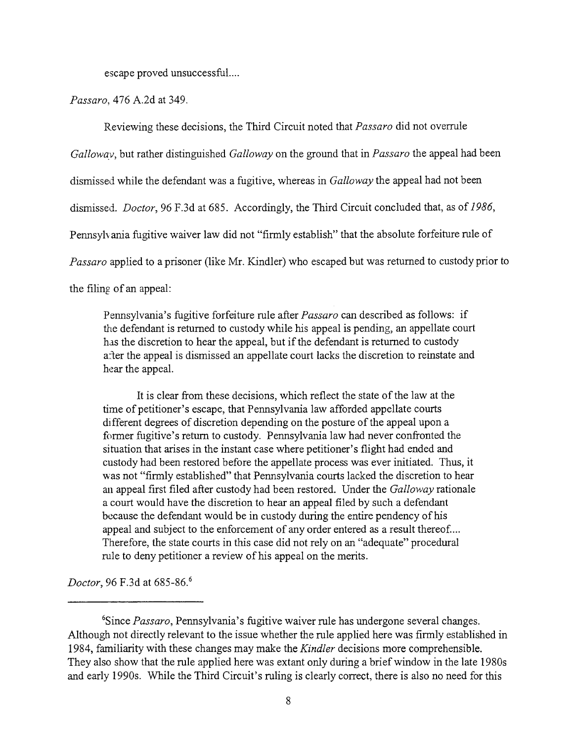escape proved unsuccessful....

*Passaro*, 476 A.2d at 349.

Reviewing these decisions, the Third Circuit noted that *Passaro* did not overrule *Galloway*, but rather distinguished *Galloway* on the ground that in *Passaro* the appeal had been dismissed while the defendant was a fugitive, whereas in *Galloway* the appeal had not been dismissed. *Doctor*, 96 F.3d at 685. Accordingly, the Third Circuit concluded that, as of *1986*, Pennsylvania fugitive waiver law did not "firmly establish" that the absolute forfeiture rule of *Passaro* applied to a prisoner (like Mr. Kindler) who escaped but was returned to custody prior to the filing of an appeal:

> Pennsylvania's fugitive forfeiture rule after *Passaro* can described as follows: if the defendant is returned to custody while his appeal is pending, an appellate court has the discretion to hear the appeal, but if the defendant is returned to custody after the appeal is dismissed an appellate court lacks the discretion to reinstate and hear the appeal.
>
> It is clear from these decisions, which reflect the state of the law at the time of petitioner's escape, that Pennsylvania law afforded appellate courts different degrees of discretion depending on the posture of the appeal upon a former fugitive's return to custody. Pennsylvania law had never confronted the situation that arises in the instant case where petitioner's flight had ended and custody had been restored before the appellate process was ever initiated. Thus, it was not "firmly established" that Pennsylvania courts lacked the discretion to hear an appeal first filed after custody had been restored. Under the *Galloway* rationale a court would have the discretion to hear an appeal filed by such a defendant because the defendant would be in custody during the entire pendency of his appeal and subject to the enforcement of any order entered as a result thereof.... Therefore, the state courts in this case did not rely on an "adequate" procedural rule to deny petitioner a review of his appeal on the merits.

*Doctor*, 96 F.3d at 685-86.[6]

---

[6]Since *Passaro*, Pennsylvania's fugitive waiver rule has undergone several changes. Although not directly relevant to the issue whether the rule applied here was firmly established in 1984, familiarity with these changes may make the *Kindler* decisions more comprehensible. They also show that the rule applied here was extant only during a brief window in the late 1980s and early 1990s. While the Third Circuit's ruling is clearly correct, there is also no need for this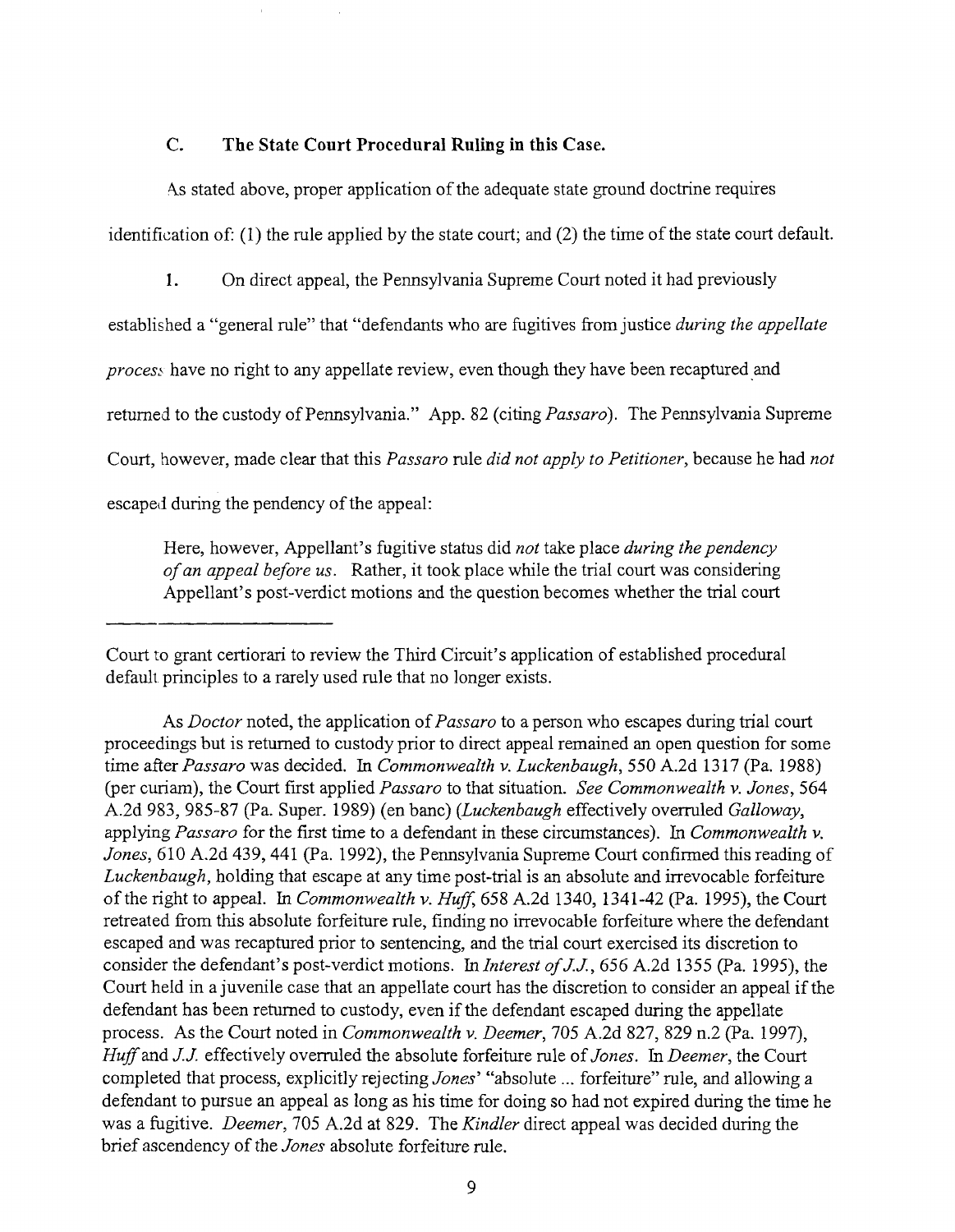### C. The State Court Procedural Ruling in this Case.

As stated above, proper application of the adequate state ground doctrine requires identification of: (1) the rule applied by the state court; and (2) the time of the state court default.

1. On direct appeal, the Pennsylvania Supreme Court noted it had previously established a "general rule" that "defendants who are fugitives from justice *during the appellate process* have no right to any appellate review, even though they have been recaptured and returned to the custody of Pennsylvania." App. 82 (citing *Passaro*). The Pennsylvania Supreme Court, however, made clear that this *Passaro* rule *did not apply to Petitioner*, because he had *not* escaped during the pendency of the appeal:

> Here, however, Appellant's fugitive status did *not* take place *during the pendency of an appeal before us*. Rather, it took place while the trial court was considering Appellant's post-verdict motions and the question becomes whether the trial court

---

Court to grant certiorari to review the Third Circuit's application of established procedural default principles to a rarely used rule that no longer exists.

As *Doctor* noted, the application of *Passaro* to a person who escapes during trial court proceedings but is returned to custody prior to direct appeal remained an open question for some time after *Passaro* was decided. In *Commonwealth v. Luckenbaugh*, 550 A.2d 1317 (Pa. 1988) (per curiam), the Court first applied *Passaro* to that situation. *See Commonwealth v. Jones*, 564 A.2d 983, 985-87 (Pa. Super. 1989) (en banc) (*Luckenbaugh* effectively overruled *Galloway*, applying *Passaro* for the first time to a defendant in these circumstances). In *Commonwealth v. Jones*, 610 A.2d 439, 441 (Pa. 1992), the Pennsylvania Supreme Court confirmed this reading of *Luckenbaugh*, holding that escape at any time post-trial is an absolute and irrevocable forfeiture of the right to appeal. In *Commonwealth v. Huff*, 658 A.2d 1340, 1341-42 (Pa. 1995), the Court retreated from this absolute forfeiture rule, finding no irrevocable forfeiture where the defendant escaped and was recaptured prior to sentencing, and the trial court exercised its discretion to consider the defendant's post-verdict motions. In *Interest of J.J.*, 656 A.2d 1355 (Pa. 1995), the Court held in a juvenile case that an appellate court has the discretion to consider an appeal if the defendant has been returned to custody, even if the defendant escaped during the appellate process. As the Court noted in *Commonwealth v. Deemer*, 705 A.2d 827, 829 n.2 (Pa. 1997), *Huff* and *J.J.* effectively overruled the absolute forfeiture rule of *Jones*. In *Deemer*, the Court completed that process, explicitly rejecting *Jones*' "absolute ... forfeiture" rule, and allowing a defendant to pursue an appeal as long as his time for doing so had not expired during the time he was a fugitive. *Deemer*, 705 A.2d at 829. The *Kindler* direct appeal was decided during the brief ascendency of the *Jones* absolute forfeiture rule.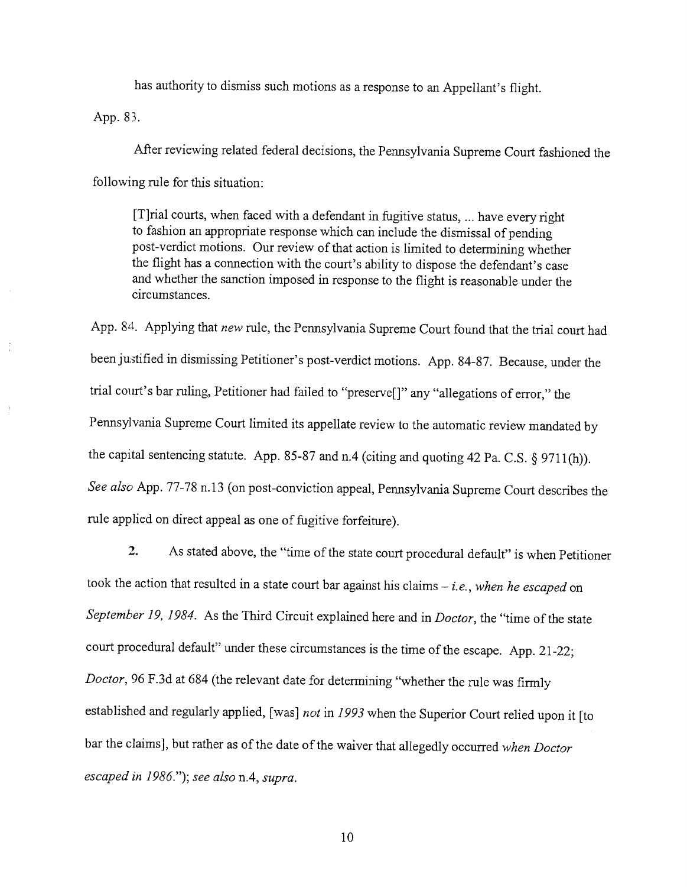has authority to dismiss such motions as a response to an Appellant's flight.

App. 83.

After reviewing related federal decisions, the Pennsylvania Supreme Court fashioned the following rule for this situation:

> [T]rial courts, when faced with a defendant in fugitive status, ... have every right to fashion an appropriate response which can include the dismissal of pending post-verdict motions. Our review of that action is limited to determining whether the flight has a connection with the court's ability to dispose the defendant's case and whether the sanction imposed in response to the flight is reasonable under the circumstances.

App. 84. Applying that *new* rule, the Pennsylvania Supreme Court found that the trial court had been justified in dismissing Petitioner's post-verdict motions. App. 84-87. Because, under the trial court's bar ruling, Petitioner had failed to "preserve[]" any "allegations of error," the Pennsylvania Supreme Court limited its appellate review to the automatic review mandated by the capital sentencing statute. App. 85-87 and n.4 (citing and quoting 42 Pa. C.S. § 9711(h)). *See also* App. 77-78 n.13 (on post-conviction appeal, Pennsylvania Supreme Court describes the rule applied on direct appeal as one of fugitive forfeiture).

**2.** As stated above, the "time of the state court procedural default" is when Petitioner took the action that resulted in a state court bar against his claims – *i.e.*, *when he escaped* on *September 19, 1984*. As the Third Circuit explained here and in *Doctor*, the "time of the state court procedural default" under these circumstances is the time of the escape. App. 21-22; *Doctor*, 96 F.3d at 684 (the relevant date for determining "whether the rule was firmly established and regularly applied, [was] *not* in *1993* when the Superior Court relied upon it [to bar the claims], but rather as of the date of the waiver that allegedly occurred *when Doctor escaped in 1986*."); *see also* n.4, *supra*.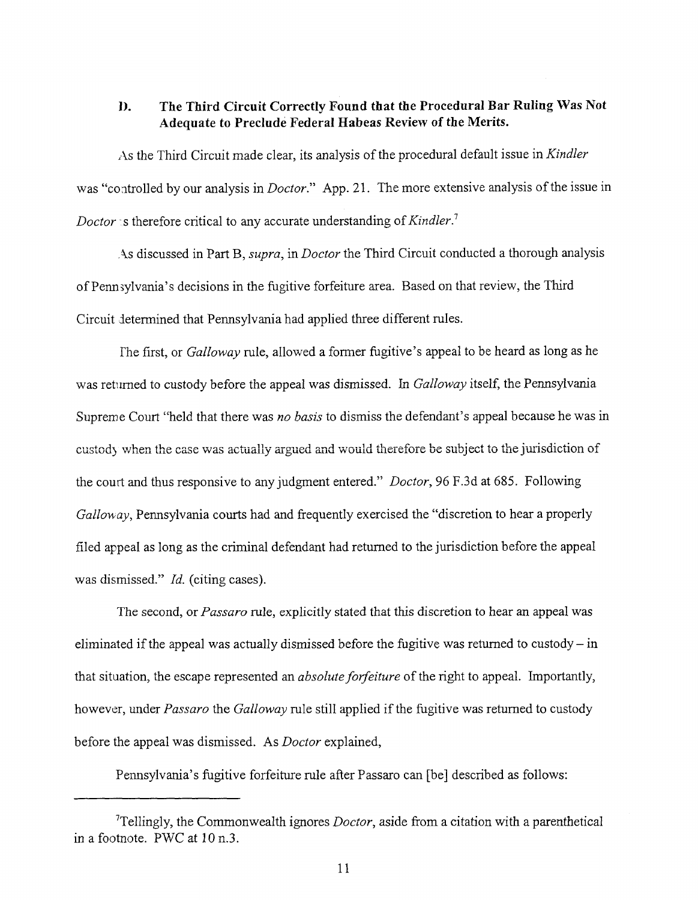### D. The Third Circuit Correctly Found that the Procedural Bar Ruling Was Not Adequate to Preclude Federal Habeas Review of the Merits.

As the Third Circuit made clear, its analysis of the procedural default issue in *Kindler* was "controlled by our analysis in *Doctor*." App. 21. The more extensive analysis of the issue in *Doctor* is therefore critical to any accurate understanding of *Kindler*.[7]

As discussed in Part B, *supra*, in *Doctor* the Third Circuit conducted a thorough analysis of Pennsylvania's decisions in the fugitive forfeiture area. Based on that review, the Third Circuit determined that Pennsylvania had applied three different rules.

The first, or *Galloway* rule, allowed a former fugitive's appeal to be heard as long as he was returned to custody before the appeal was dismissed. In *Galloway* itself, the Pennsylvania Supreme Court "held that there was *no basis* to dismiss the defendant's appeal because he was in custody when the case was actually argued and would therefore be subject to the jurisdiction of the court and thus responsive to any judgment entered." *Doctor*, 96 F.3d at 685. Following *Galloway*, Pennsylvania courts had and frequently exercised the "discretion to hear a properly filed appeal as long as the criminal defendant had returned to the jurisdiction before the appeal was dismissed." *Id.* (citing cases).

The second, or *Passaro* rule, explicitly stated that this discretion to hear an appeal was eliminated if the appeal was actually dismissed before the fugitive was returned to custody – in that situation, the escape represented an *absolute forfeiture* of the right to appeal. Importantly, however, under *Passaro* the *Galloway* rule still applied if the fugitive was returned to custody before the appeal was dismissed. As *Doctor* explained,

Pennsylvania's fugitive forfeiture rule after Passaro can [be] described as follows:

---

[7] Tellingly, the Commonwealth ignores *Doctor*, aside from a citation with a parenthetical in a footnote. PWC at 10 n.3.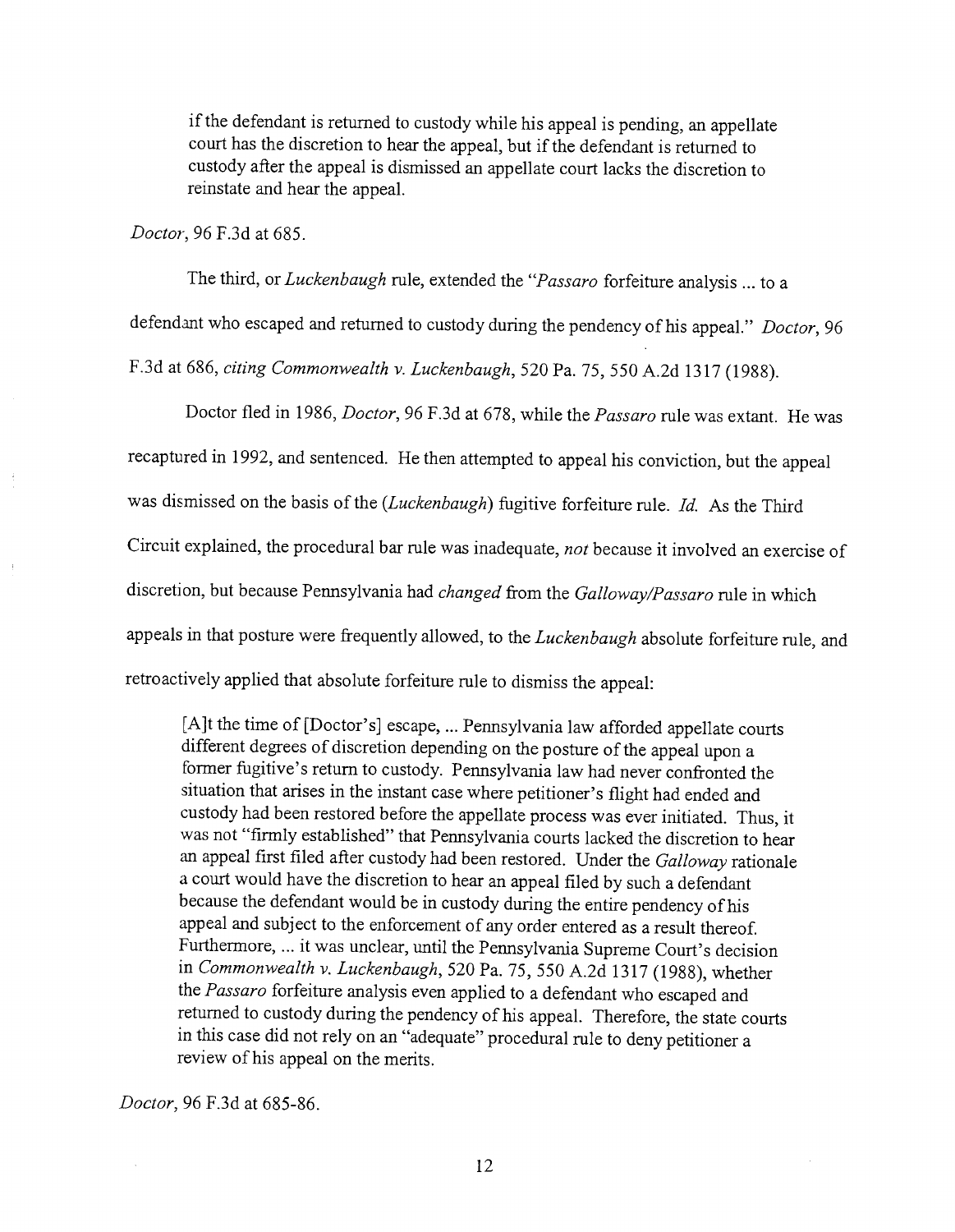> if the defendant is returned to custody while his appeal is pending, an appellate court has the discretion to hear the appeal, but if the defendant is returned to custody after the appeal is dismissed an appellate court lacks the discretion to reinstate and hear the appeal.

*Doctor*, 96 F.3d at 685.

The third, or *Luckenbaugh* rule, extended the "*Passaro* forfeiture analysis ... to a defendant who escaped and returned to custody during the pendency of his appeal." *Doctor*, 96 F.3d at 686, *citing Commonwealth v. Luckenbaugh*, 520 Pa. 75, 550 A.2d 1317 (1988).

Doctor fled in 1986, *Doctor*, 96 F.3d at 678, while the *Passaro* rule was extant. He was recaptured in 1992, and sentenced. He then attempted to appeal his conviction, but the appeal was dismissed on the basis of the (*Luckenbaugh*) fugitive forfeiture rule. *Id.* As the Third Circuit explained, the procedural bar rule was inadequate, *not* because it involved an exercise of discretion, but because Pennsylvania had *changed* from the *Galloway/Passaro* rule in which appeals in that posture were frequently allowed, to the *Luckenbaugh* absolute forfeiture rule, and retroactively applied that absolute forfeiture rule to dismiss the appeal:

> [A]t the time of [Doctor's] escape, ... Pennsylvania law afforded appellate courts different degrees of discretion depending on the posture of the appeal upon a former fugitive's return to custody. Pennsylvania law had never confronted the situation that arises in the instant case where petitioner's flight had ended and custody had been restored before the appellate process was ever initiated. Thus, it was not "firmly established" that Pennsylvania courts lacked the discretion to hear an appeal first filed after custody had been restored. Under the *Galloway* rationale a court would have the discretion to hear an appeal filed by such a defendant because the defendant would be in custody during the entire pendency of his appeal and subject to the enforcement of any order entered as a result thereof. Furthermore, ... it was unclear, until the Pennsylvania Supreme Court's decision in *Commonwealth v. Luckenbaugh*, 520 Pa. 75, 550 A.2d 1317 (1988), whether the *Passaro* forfeiture analysis even applied to a defendant who escaped and returned to custody during the pendency of his appeal. Therefore, the state courts in this case did not rely on an "adequate" procedural rule to deny petitioner a review of his appeal on the merits.

*Doctor*, 96 F.3d at 685-86.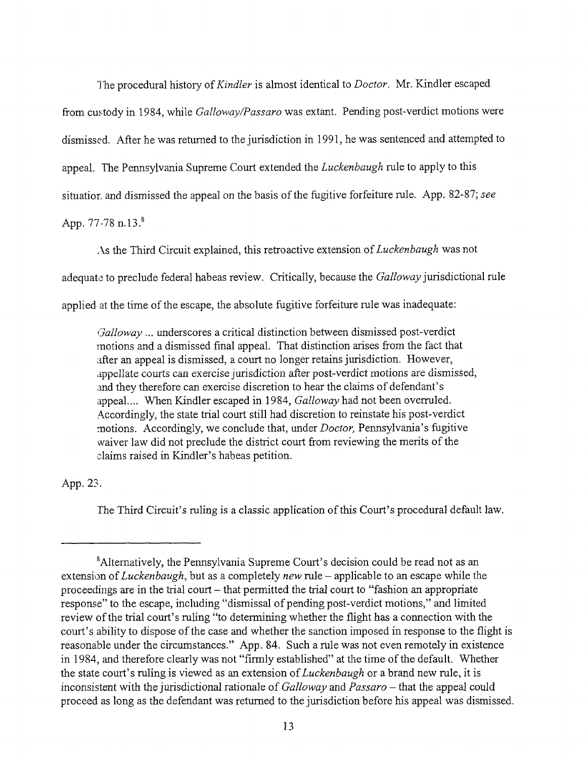The procedural history of *Kindler* is almost identical to *Doctor*. Mr. Kindler escaped from custody in 1984, while *Galloway/Passaro* was extant. Pending post-verdict motions were dismissed. After he was returned to the jurisdiction in 1991, he was sentenced and attempted to appeal. The Pennsylvania Supreme Court extended the *Luckenbaugh* rule to apply to this situation and dismissed the appeal on the basis of the fugitive forfeiture rule. App. 82-87; *see* App. 77-78 n.13.[8]

As the Third Circuit explained, this retroactive extension of *Luckenbaugh* was not adequate to preclude federal habeas review. Critically, because the *Galloway* jurisdictional rule applied at the time of the escape, the absolute fugitive forfeiture rule was inadequate:

> *Galloway* ... underscores a critical distinction between dismissed post-verdict motions and a dismissed final appeal. That distinction arises from the fact that after an appeal is dismissed, a court no longer retains jurisdiction. However, appellate courts can exercise jurisdiction after post-verdict motions are dismissed, and they therefore can exercise discretion to hear the claims of defendant's appeal.... When Kindler escaped in 1984, *Galloway* had not been overruled. Accordingly, the state trial court still had discretion to reinstate his post-verdict motions. Accordingly, we conclude that, under *Doctor,* Pennsylvania's fugitive waiver law did not preclude the district court from reviewing the merits of the claims raised in Kindler's habeas petition.

App. 23.

The Third Circuit's ruling is a classic application of this Court's procedural default law.

---

[8]Alternatively, the Pennsylvania Supreme Court's decision could be read not as an extension of *Luckenbaugh*, but as a completely *new* rule – applicable to an escape while the proceedings are in the trial court – that permitted the trial court to "fashion an appropriate response" to the escape, including "dismissal of pending post-verdict motions," and limited review of the trial court's ruling "to determining whether the flight has a connection with the court's ability to dispose of the case and whether the sanction imposed in response to the flight is reasonable under the circumstances." App. 84. Such a rule was not even remotely in existence in 1984, and therefore clearly was not "firmly established" at the time of the default. Whether the state court's ruling is viewed as an extension of *Luckenbaugh* or a brand new rule, it is inconsistent with the jurisdictional rationale of *Galloway* and *Passaro* – that the appeal could proceed as long as the defendant was returned to the jurisdiction before his appeal was dismissed.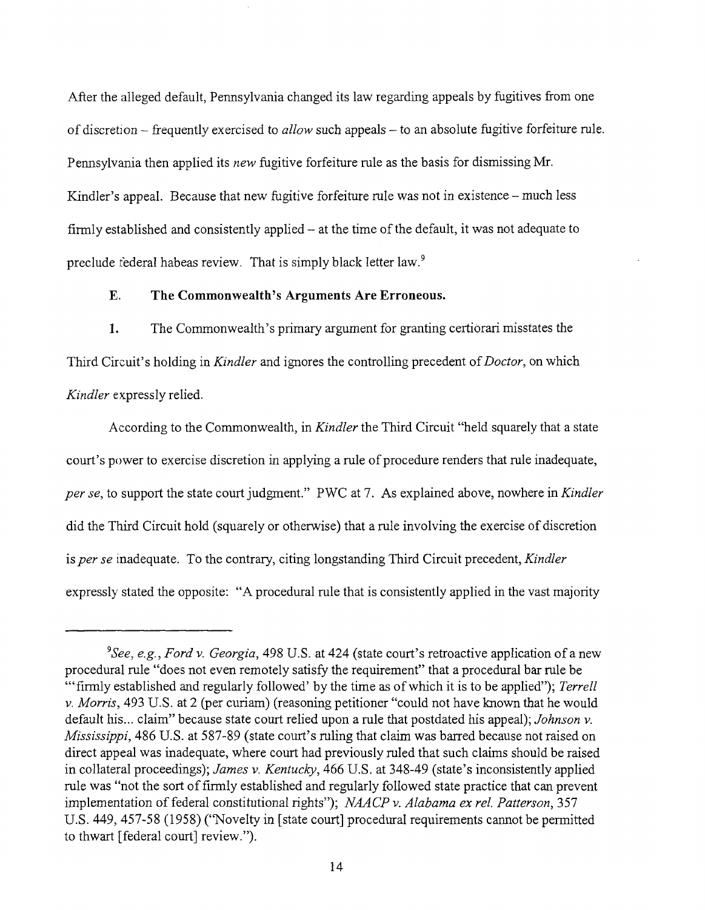After the alleged default, Pennsylvania changed its law regarding appeals by fugitives from one of discretion – frequently exercised to *allow* such appeals – to an absolute fugitive forfeiture rule. Pennsylvania then applied its *new* fugitive forfeiture rule as the basis for dismissing Mr. Kindler's appeal. Because that new fugitive forfeiture rule was not in existence – much less firmly established and consistently applied – at the time of the default, it was not adequate to preclude federal habeas review. That is simply black letter law.[9]

### E. The Commonwealth's Arguments Are Erroneous.

**1.** The Commonwealth's primary argument for granting certiorari misstates the Third Circuit's holding in *Kindler* and ignores the controlling precedent of *Doctor*, on which *Kindler* expressly relied.

According to the Commonwealth, in *Kindler* the Third Circuit "held squarely that a state court's power to exercise discretion in applying a rule of procedure renders that rule inadequate, *per se*, to support the state court judgment." PWC at 7. As explained above, nowhere in *Kindler* did the Third Circuit hold (squarely or otherwise) that a rule involving the exercise of discretion is *per se* inadequate. To the contrary, citing longstanding Third Circuit precedent, *Kindler* expressly stated the opposite: "A procedural rule that is consistently applied in the vast majority

---

[9]*See, e.g.*, *Ford v. Georgia*, 498 U.S. at 424 (state court's retroactive application of a new procedural rule "does not even remotely satisfy the requirement" that a procedural bar rule be "'firmly established and regularly followed' by the time as of which it is to be applied"); *Terrell v. Morris*, 493 U.S. at 2 (per curiam) (reasoning petitioner "could not have known that he would default his... claim" because state court relied upon a rule that postdated his appeal); *Johnson v. Mississippi*, 486 U.S. at 587-89 (state court's ruling that claim was barred because not raised on direct appeal was inadequate, where court had previously ruled that such claims should be raised in collateral proceedings); *James v. Kentucky*, 466 U.S. at 348-49 (state's inconsistently applied rule was "not the sort of firmly established and regularly followed state practice that can prevent implementation of federal constitutional rights"); *NAACP v. Alabama ex rel. Patterson*, 357 U.S. 449, 457-58 (1958) ("Novelty in [state court] procedural requirements cannot be permitted to thwart [federal court] review.").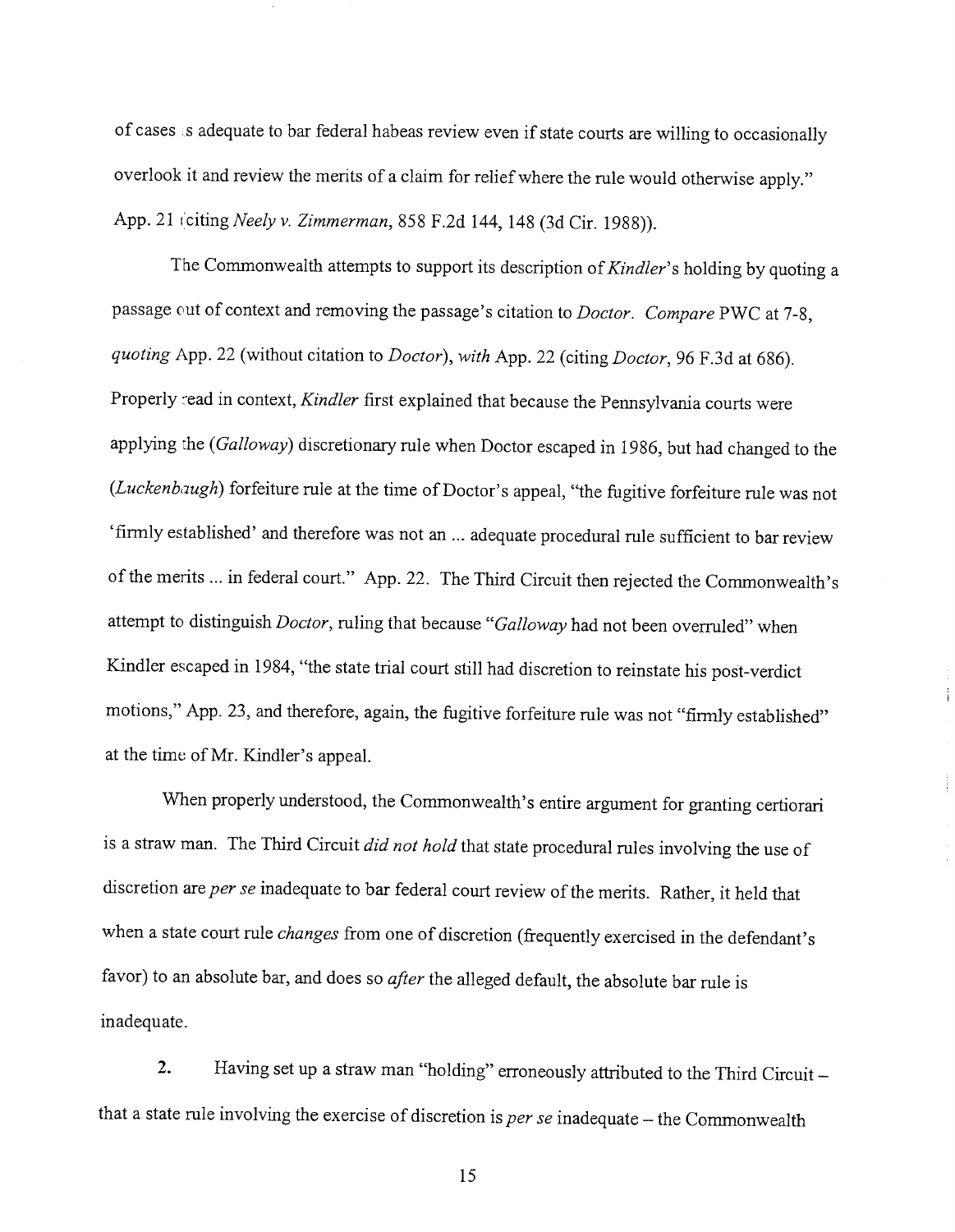of cases is adequate to bar federal habeas review even if state courts are willing to occasionally overlook it and review the merits of a claim for relief where the rule would otherwise apply." App. 21 (citing *Neely v. Zimmerman*, 858 F.2d 144, 148 (3d Cir. 1988)).

The Commonwealth attempts to support its description of *Kindler*'s holding by quoting a passage out of context and removing the passage's citation to *Doctor*. *Compare* PWC at 7-8, *quoting* App. 22 (without citation to *Doctor*), *with* App. 22 (citing *Doctor*, 96 F.3d at 686). Properly read in context, *Kindler* first explained that because the Pennsylvania courts were applying the (*Galloway*) discretionary rule when Doctor escaped in 1986, but had changed to the (*Luckenbaugh*) forfeiture rule at the time of Doctor's appeal, "the fugitive forfeiture rule was not 'firmly established' and therefore was not an ... adequate procedural rule sufficient to bar review of the merits ... in federal court." App. 22. The Third Circuit then rejected the Commonwealth's attempt to distinguish *Doctor*, ruling that because "*Galloway* had not been overruled" when Kindler escaped in 1984, "the state trial court still had discretion to reinstate his post-verdict motions," App. 23, and therefore, again, the fugitive forfeiture rule was not "firmly established" at the time of Mr. Kindler's appeal.

When properly understood, the Commonwealth's entire argument for granting certiorari is a straw man. The Third Circuit *did not hold* that state procedural rules involving the use of discretion are *per se* inadequate to bar federal court review of the merits. Rather, it held that when a state court rule *changes* from one of discretion (frequently exercised in the defendant's favor) to an absolute bar, and does so *after* the alleged default, the absolute bar rule is inadequate.

2. Having set up a straw man "holding" erroneously attributed to the Third Circuit – that a state rule involving the exercise of discretion is *per se* inadequate – the Commonwealth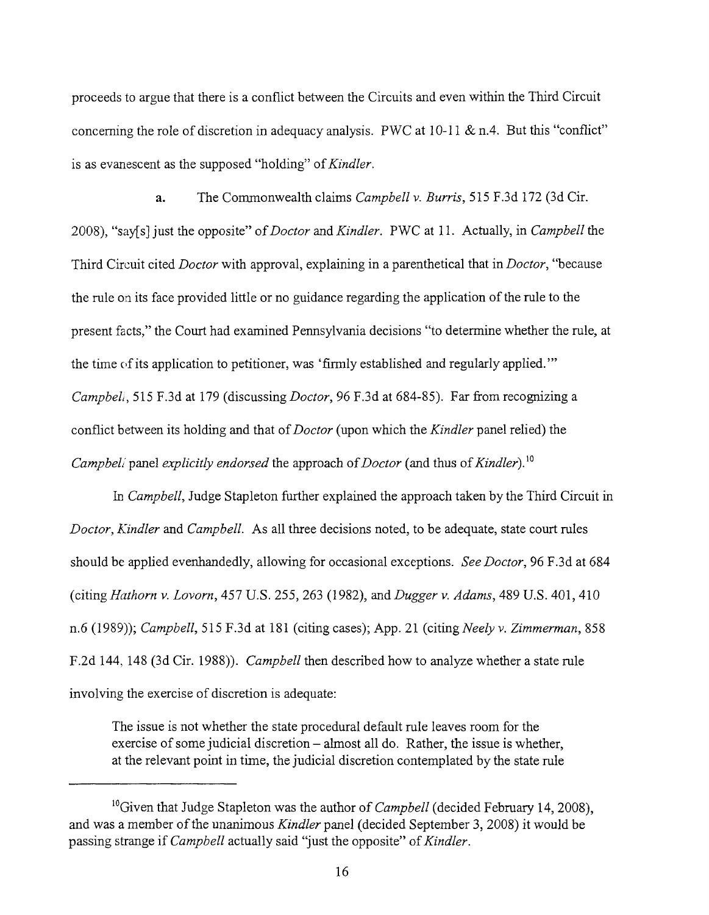proceeds to argue that there is a conflict between the Circuits and even within the Third Circuit concerning the role of discretion in adequacy analysis. PWC at 10-11 & n.4. But this "conflict" is as evanescent as the supposed "holding" of *Kindler*.

**a.** The Commonwealth claims *Campbell v. Burris*, 515 F.3d 172 (3d Cir. 2008), "say[s] just the opposite" of *Doctor* and *Kindler*. PWC at 11. Actually, in *Campbell* the Third Circuit cited *Doctor* with approval, explaining in a parenthetical that in *Doctor*, "because the rule on its face provided little or no guidance regarding the application of the rule to the present facts," the Court had examined Pennsylvania decisions "to determine whether the rule, at the time of its application to petitioner, was 'firmly established and regularly applied.'" *Campbell*, 515 F.3d at 179 (discussing *Doctor*, 96 F.3d at 684-85). Far from recognizing a conflict between its holding and that of *Doctor* (upon which the *Kindler* panel relied) the *Campbell* panel *explicitly endorsed* the approach of *Doctor* (and thus of *Kindler*).[10]

In *Campbell*, Judge Stapleton further explained the approach taken by the Third Circuit in *Doctor*, *Kindler* and *Campbell*. As all three decisions noted, to be adequate, state court rules should be applied evenhandedly, allowing for occasional exceptions. *See Doctor*, 96 F.3d at 684 (citing *Hathorn v. Lovorn*, 457 U.S. 255, 263 (1982), and *Dugger v. Adams*, 489 U.S. 401, 410 n.6 (1989)); *Campbell*, 515 F.3d at 181 (citing cases); App. 21 (citing *Neely v. Zimmerman*, 858 F.2d 144, 148 (3d Cir. 1988)). *Campbell* then described how to analyze whether a state rule involving the exercise of discretion is adequate:

> The issue is not whether the state procedural default rule leaves room for the exercise of some judicial discretion – almost all do. Rather, the issue is whether, at the relevant point in time, the judicial discretion contemplated by the state rule

---

[10]Given that Judge Stapleton was the author of *Campbell* (decided February 14, 2008), and was a member of the unanimous *Kindler* panel (decided September 3, 2008) it would be passing strange if *Campbell* actually said "just the opposite" of *Kindler*.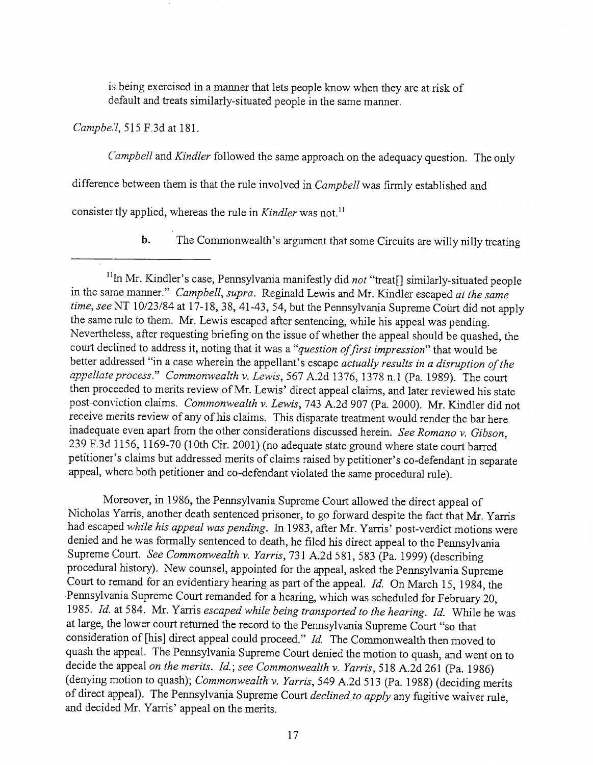is being exercised in a manner that lets people know when they are at risk of default and treats similarly-situated people in the same manner.

*Campbell*, 515 F.3d at 181.

*Campbell* and *Kindler* followed the same approach on the adequacy question. The only difference between them is that the rule involved in *Campbell* was firmly established and consistently applied, whereas the rule in *Kindler* was not.[11]

**b.** The Commonwealth's argument that some Circuits are willy nilly treating

---

[11] In Mr. Kindler's case, Pennsylvania manifestly did *not* "treat[] similarly-situated people in the same manner." *Campbell, supra*. Reginald Lewis and Mr. Kindler escaped *at the same time*, *see* NT 10/23/84 at 17-18, 38, 41-43, 54, but the Pennsylvania Supreme Court did not apply the same rule to them. Mr. Lewis escaped after sentencing, while his appeal was pending. Nevertheless, after requesting briefing on the issue of whether the appeal should be quashed, the court declined to address it, noting that it was a "*question of first impression*" that would be better addressed "in a case wherein the appellant's escape *actually results in a disruption of the appellate process*." *Commonwealth v. Lewis*, 567 A.2d 1376, 1378 n.1 (Pa. 1989). The court then proceeded to merits review of Mr. Lewis' direct appeal claims, and later reviewed his state post-conviction claims. *Commonwealth v. Lewis*, 743 A.2d 907 (Pa. 2000). Mr. Kindler did not receive merits review of any of his claims. This disparate treatment would render the bar here inadequate even apart from the other considerations discussed herein. *See Romano v. Gibson*, 239 F.3d 1156, 1169-70 (10th Cir. 2001) (no adequate state ground where state court barred petitioner's claims but addressed merits of claims raised by petitioner's co-defendant in separate appeal, where both petitioner and co-defendant violated the same procedural rule).

Moreover, in 1986, the Pennsylvania Supreme Court allowed the direct appeal of Nicholas Yarris, another death sentenced prisoner, to go forward despite the fact that Mr. Yarris had escaped *while his appeal was pending*. In 1983, after Mr. Yarris' post-verdict motions were denied and he was formally sentenced to death, he filed his direct appeal to the Pennsylvania Supreme Court. *See Commonwealth v. Yarris*, 731 A.2d 581, 583 (Pa. 1999) (describing procedural history). New counsel, appointed for the appeal, asked the Pennsylvania Supreme Court to remand for an evidentiary hearing as part of the appeal. *Id.* On March 15, 1984, the Pennsylvania Supreme Court remanded for a hearing, which was scheduled for February 20, 1985. *Id.* at 584. Mr. Yarris *escaped while being transported to the hearing*. *Id.* While he was at large, the lower court returned the record to the Pennsylvania Supreme Court "so that consideration of [his] direct appeal could proceed." *Id.* The Commonwealth then moved to quash the appeal. The Pennsylvania Supreme Court denied the motion to quash, and went on to decide the appeal *on the merits*. *Id.*; *see Commonwealth v. Yarris*, 518 A.2d 261 (Pa. 1986) (denying motion to quash); *Commonwealth v. Yarris*, 549 A.2d 513 (Pa. 1988) (deciding merits of direct appeal). The Pennsylvania Supreme Court *declined to apply* any fugitive waiver rule, and decided Mr. Yarris' appeal on the merits.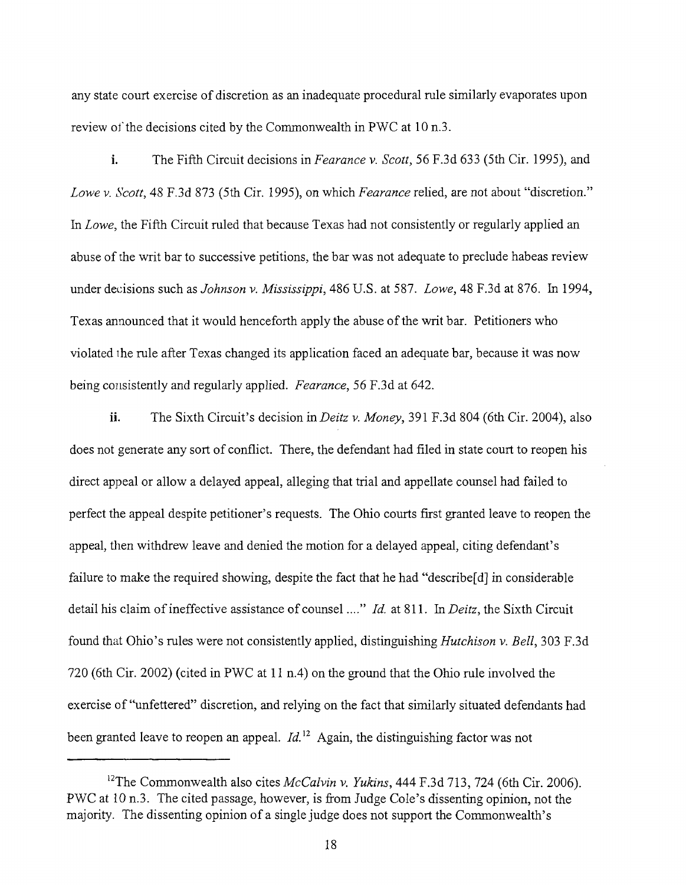any state court exercise of discretion as an inadequate procedural rule similarly evaporates upon review of the decisions cited by the Commonwealth in PWC at 10 n.3.

**i.** The Fifth Circuit decisions in *Fearance v. Scott*, 56 F.3d 633 (5th Cir. 1995), and *Lowe v. Scott*, 48 F.3d 873 (5th Cir. 1995), on which *Fearance* relied, are not about "discretion." In *Lowe*, the Fifth Circuit ruled that because Texas had not consistently or regularly applied an abuse of the writ bar to successive petitions, the bar was not adequate to preclude habeas review under decisions such as *Johnson v. Mississippi*, 486 U.S. at 587. *Lowe*, 48 F.3d at 876. In 1994, Texas announced that it would henceforth apply the abuse of the writ bar. Petitioners who violated the rule after Texas changed its application faced an adequate bar, because it was now being consistently and regularly applied. *Fearance*, 56 F.3d at 642.

**ii.** The Sixth Circuit's decision in *Deitz v. Money*, 391 F.3d 804 (6th Cir. 2004), also does not generate any sort of conflict. There, the defendant had filed in state court to reopen his direct appeal or allow a delayed appeal, alleging that trial and appellate counsel had failed to perfect the appeal despite petitioner's requests. The Ohio courts first granted leave to reopen the appeal, then withdrew leave and denied the motion for a delayed appeal, citing defendant's failure to make the required showing, despite the fact that he had "describe[d] in considerable detail his claim of ineffective assistance of counsel ...." *Id.* at 811. In *Deitz*, the Sixth Circuit found that Ohio's rules were not consistently applied, distinguishing *Hutchison v. Bell*, 303 F.3d 720 (6th Cir. 2002) (cited in PWC at 11 n.4) on the ground that the Ohio rule involved the exercise of "unfettered" discretion, and relying on the fact that similarly situated defendants had been granted leave to reopen an appeal. *Id.*[12] Again, the distinguishing factor was not

[12] The Commonwealth also cites *McCalvin v. Yukins*, 444 F.3d 713, 724 (6th Cir. 2006). PWC at 10 n.3. The cited passage, however, is from Judge Cole's dissenting opinion, not the majority. The dissenting opinion of a single judge does not support the Commonwealth's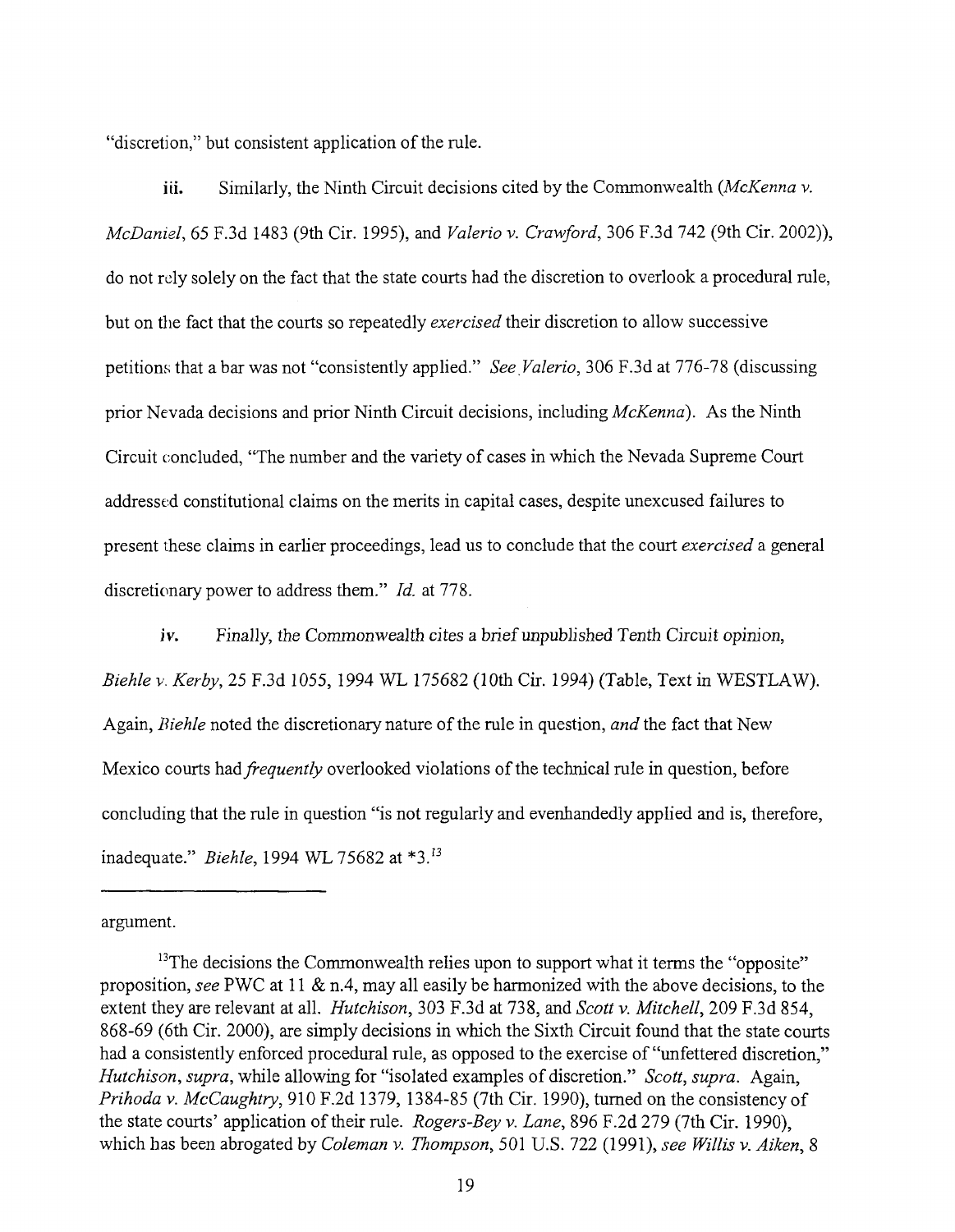"discretion," but consistent application of the rule.

**iii.** Similarly, the Ninth Circuit decisions cited by the Commonwealth (*McKenna v. McDaniel*, 65 F.3d 1483 (9th Cir. 1995), and *Valerio v. Crawford*, 306 F.3d 742 (9th Cir. 2002)), do not rely solely on the fact that the state courts had the discretion to overlook a procedural rule, but on the fact that the courts so repeatedly *exercised* their discretion to allow successive petitions that a bar was not "consistently applied." *See Valerio*, 306 F.3d at 776-78 (discussing prior Nevada decisions and prior Ninth Circuit decisions, including *McKenna*). As the Ninth Circuit concluded, "The number and the variety of cases in which the Nevada Supreme Court addressed constitutional claims on the merits in capital cases, despite unexcused failures to present these claims in earlier proceedings, lead us to conclude that the court *exercised* a general discretionary power to address them." *Id.* at 778.

**iv.** Finally, the Commonwealth cites a brief unpublished Tenth Circuit opinion, *Biehle v. Kerby*, 25 F.3d 1055, 1994 WL 175682 (10th Cir. 1994) (Table, Text in WESTLAW). Again, *Biehle* noted the discretionary nature of the rule in question, *and* the fact that New Mexico courts had *frequently* overlooked violations of the technical rule in question, before concluding that the rule in question "is not regularly and evenhandedly applied and is, therefore, inadequate." *Biehle*, 1994 WL 75682 at *3.[13]

---

argument.

[13]The decisions the Commonwealth relies upon to support what it terms the "opposite" proposition, *see* PWC at 11 & n.4, may all easily be harmonized with the above decisions, to the extent they are relevant at all. *Hutchison*, 303 F.3d at 738, and *Scott v. Mitchell*, 209 F.3d 854, 868-69 (6th Cir. 2000), are simply decisions in which the Sixth Circuit found that the state courts had a consistently enforced procedural rule, as opposed to the exercise of "unfettered discretion," *Hutchison*, *supra*, while allowing for "isolated examples of discretion." *Scott*, *supra*. Again, *Prihoda v. McCaughtry*, 910 F.2d 1379, 1384-85 (7th Cir. 1990), turned on the consistency of the state courts' application of their rule. *Rogers-Bey v. Lane*, 896 F.2d 279 (7th Cir. 1990), which has been abrogated by *Coleman v. Thompson*, 501 U.S. 722 (1991), *see Willis v. Aiken*, 8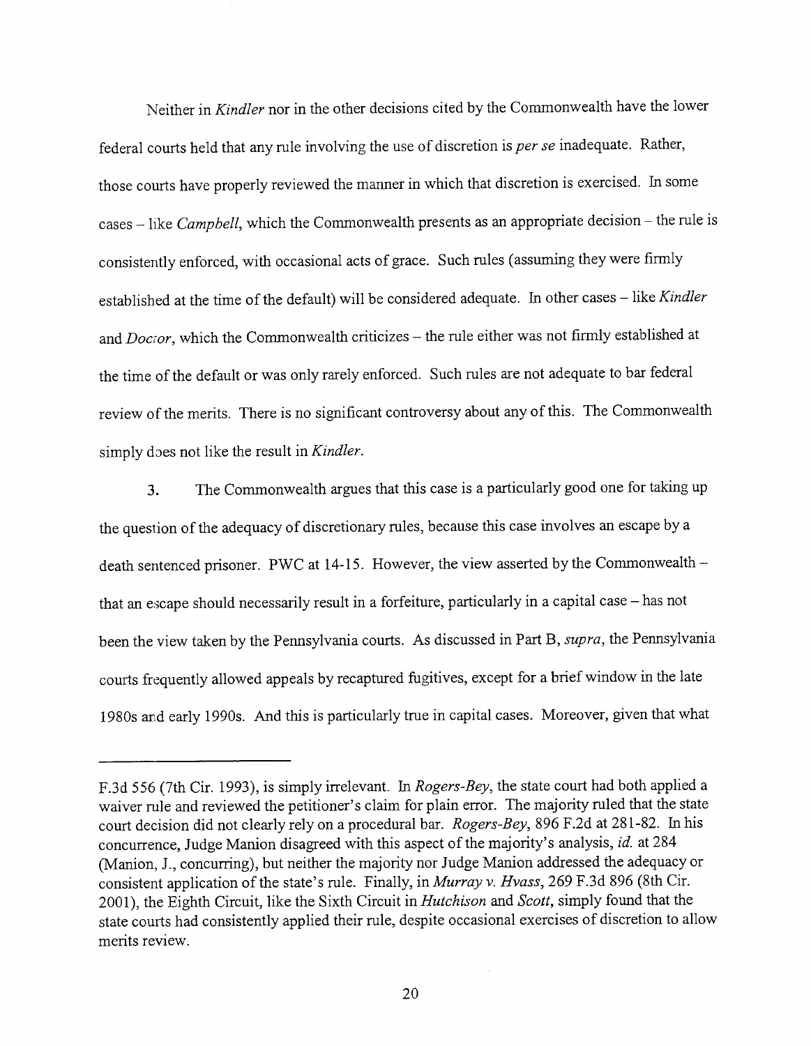Neither in *Kindler* nor in the other decisions cited by the Commonwealth have the lower federal courts held that any rule involving the use of discretion is *per se* inadequate. Rather, those courts have properly reviewed the manner in which that discretion is exercised. In some cases – like *Campbell*, which the Commonwealth presents as an appropriate decision – the rule is consistently enforced, with occasional acts of grace. Such rules (assuming they were firmly established at the time of the default) will be considered adequate. In other cases – like *Kindler* and *Doctor*, which the Commonwealth criticizes – the rule either was not firmly established at the time of the default or was only rarely enforced. Such rules are not adequate to bar federal review of the merits. There is no significant controversy about any of this. The Commonwealth simply does not like the result in *Kindler*.

3. The Commonwealth argues that this case is a particularly good one for taking up the question of the adequacy of discretionary rules, because this case involves an escape by a death sentenced prisoner. PWC at 14-15. However, the view asserted by the Commonwealth – that an escape should necessarily result in a forfeiture, particularly in a capital case – has not been the view taken by the Pennsylvania courts. As discussed in Part B, *supra*, the Pennsylvania courts frequently allowed appeals by recaptured fugitives, except for a brief window in the late 1980s and early 1990s. And this is particularly true in capital cases. Moreover, given that what

---

F.3d 556 (7th Cir. 1993), is simply irrelevant. In *Rogers-Bey*, the state court had both applied a waiver rule and reviewed the petitioner's claim for plain error. The majority ruled that the state court decision did not clearly rely on a procedural bar. *Rogers-Bey*, 896 F.2d at 281-82. In his concurrence, Judge Manion disagreed with this aspect of the majority's analysis, *id.* at 284 (Manion, J., concurring), but neither the majority nor Judge Manion addressed the adequacy or consistent application of the state's rule. Finally, in *Murray v. Hvass*, 269 F.3d 896 (8th Cir. 2001), the Eighth Circuit, like the Sixth Circuit in *Hutchison* and *Scott*, simply found that the state courts had consistently applied their rule, despite occasional exercises of discretion to allow merits review.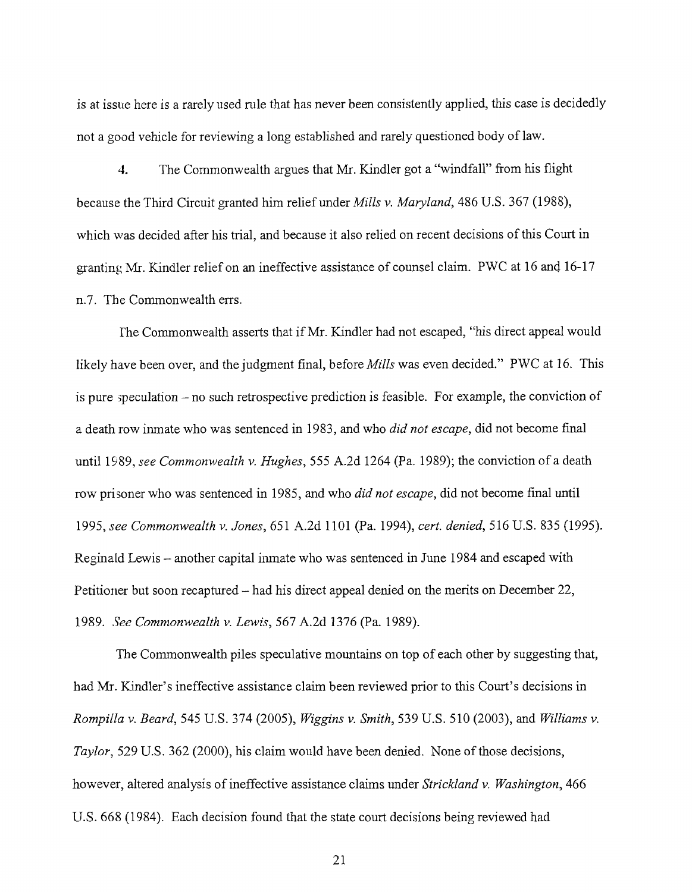is at issue here is a rarely used rule that has never been consistently applied, this case is decidedly not a good vehicle for reviewing a long established and rarely questioned body of law.

4. The Commonwealth argues that Mr. Kindler got a "windfall" from his flight because the Third Circuit granted him relief under *Mills v. Maryland*, 486 U.S. 367 (1988), which was decided after his trial, and because it also relied on recent decisions of this Court in granting Mr. Kindler relief on an ineffective assistance of counsel claim. PWC at 16 and 16-17 n.7. The Commonwealth errs.

The Commonwealth asserts that if Mr. Kindler had not escaped, "his direct appeal would likely have been over, and the judgment final, before *Mills* was even decided." PWC at 16. This is pure speculation – no such retrospective prediction is feasible. For example, the conviction of a death row inmate who was sentenced in 1983, and who *did not escape*, did not become final until 1989, *see Commonwealth v. Hughes*, 555 A.2d 1264 (Pa. 1989); the conviction of a death row prisoner who was sentenced in 1985, and who *did not escape*, did not become final until 1995, *see Commonwealth v. Jones*, 651 A.2d 1101 (Pa. 1994), *cert. denied*, 516 U.S. 835 (1995). Reginald Lewis – another capital inmate who was sentenced in June 1984 and escaped with Petitioner but soon recaptured – had his direct appeal denied on the merits on December 22, 1989. *See Commonwealth v. Lewis*, 567 A.2d 1376 (Pa. 1989).

The Commonwealth piles speculative mountains on top of each other by suggesting that, had Mr. Kindler's ineffective assistance claim been reviewed prior to this Court's decisions in *Rompilla v. Beard*, 545 U.S. 374 (2005), *Wiggins v. Smith*, 539 U.S. 510 (2003), and *Williams v. Taylor*, 529 U.S. 362 (2000), his claim would have been denied. None of those decisions, however, altered analysis of ineffective assistance claims under *Strickland v. Washington*, 466 U.S. 668 (1984). Each decision found that the state court decisions being reviewed had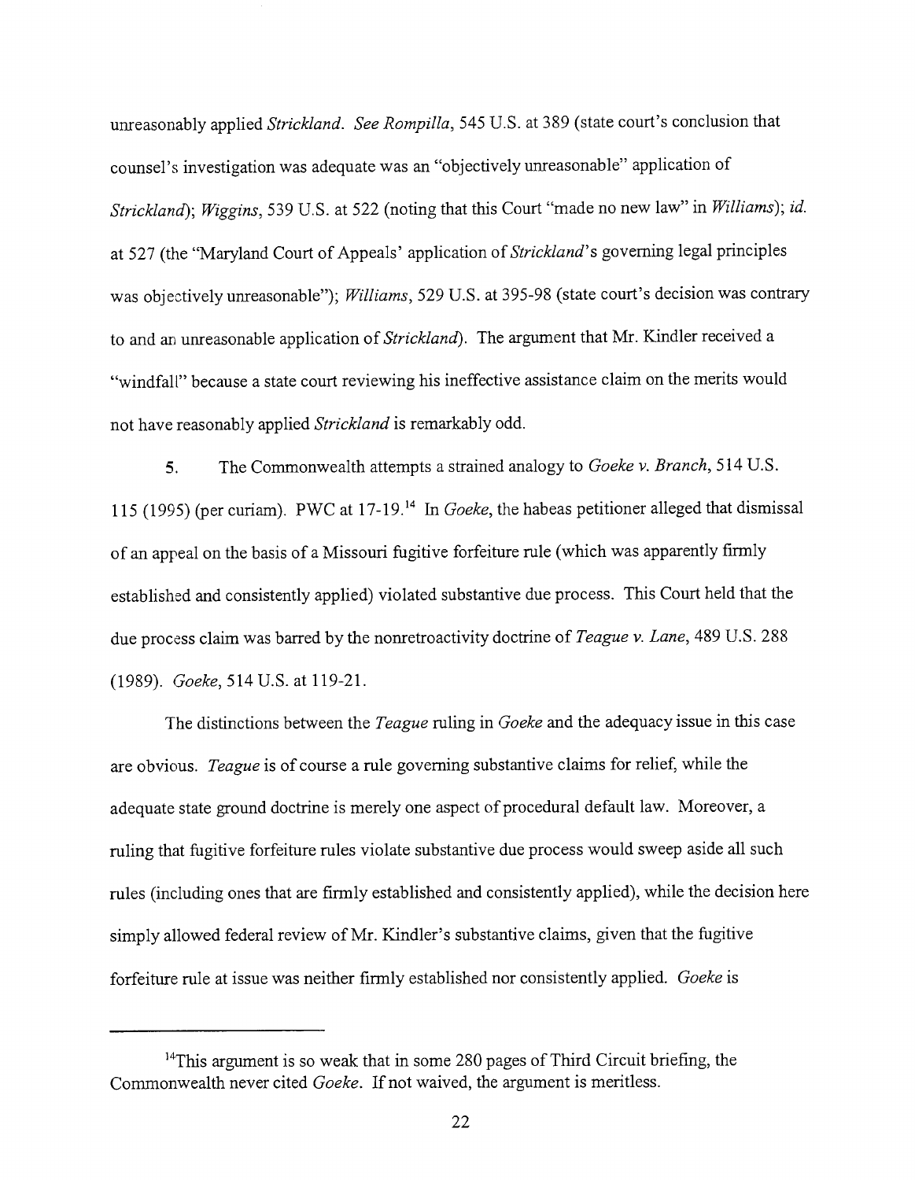unreasonably applied *Strickland*. *See Rompilla*, 545 U.S. at 389 (state court's conclusion that counsel's investigation was adequate was an "objectively unreasonable" application of *Strickland*); *Wiggins*, 539 U.S. at 522 (noting that this Court "made no new law" in *Williams*); *id.* at 527 (the "Maryland Court of Appeals' application of *Strickland*'s governing legal principles was objectively unreasonable"); *Williams*, 529 U.S. at 395-98 (state court's decision was contrary to and an unreasonable application of *Strickland*). The argument that Mr. Kindler received a "windfall" because a state court reviewing his ineffective assistance claim on the merits would not have reasonably applied *Strickland* is remarkably odd.

5. The Commonwealth attempts a strained analogy to *Goeke v. Branch*, 514 U.S. 115 (1995) (per curiam). PWC at 17-19.[14] In *Goeke*, the habeas petitioner alleged that dismissal of an appeal on the basis of a Missouri fugitive forfeiture rule (which was apparently firmly established and consistently applied) violated substantive due process. This Court held that the due process claim was barred by the nonretroactivity doctrine of *Teague v. Lane*, 489 U.S. 288 (1989). *Goeke*, 514 U.S. at 119-21.

The distinctions between the *Teague* ruling in *Goeke* and the adequacy issue in this case are obvious. *Teague* is of course a rule governing substantive claims for relief, while the adequate state ground doctrine is merely one aspect of procedural default law. Moreover, a ruling that fugitive forfeiture rules violate substantive due process would sweep aside all such rules (including ones that are firmly established and consistently applied), while the decision here simply allowed federal review of Mr. Kindler's substantive claims, given that the fugitive forfeiture rule at issue was neither firmly established nor consistently applied. *Goeke* is

---

[14] This argument is so weak that in some 280 pages of Third Circuit briefing, the Commonwealth never cited *Goeke*. If not waived, the argument is meritless.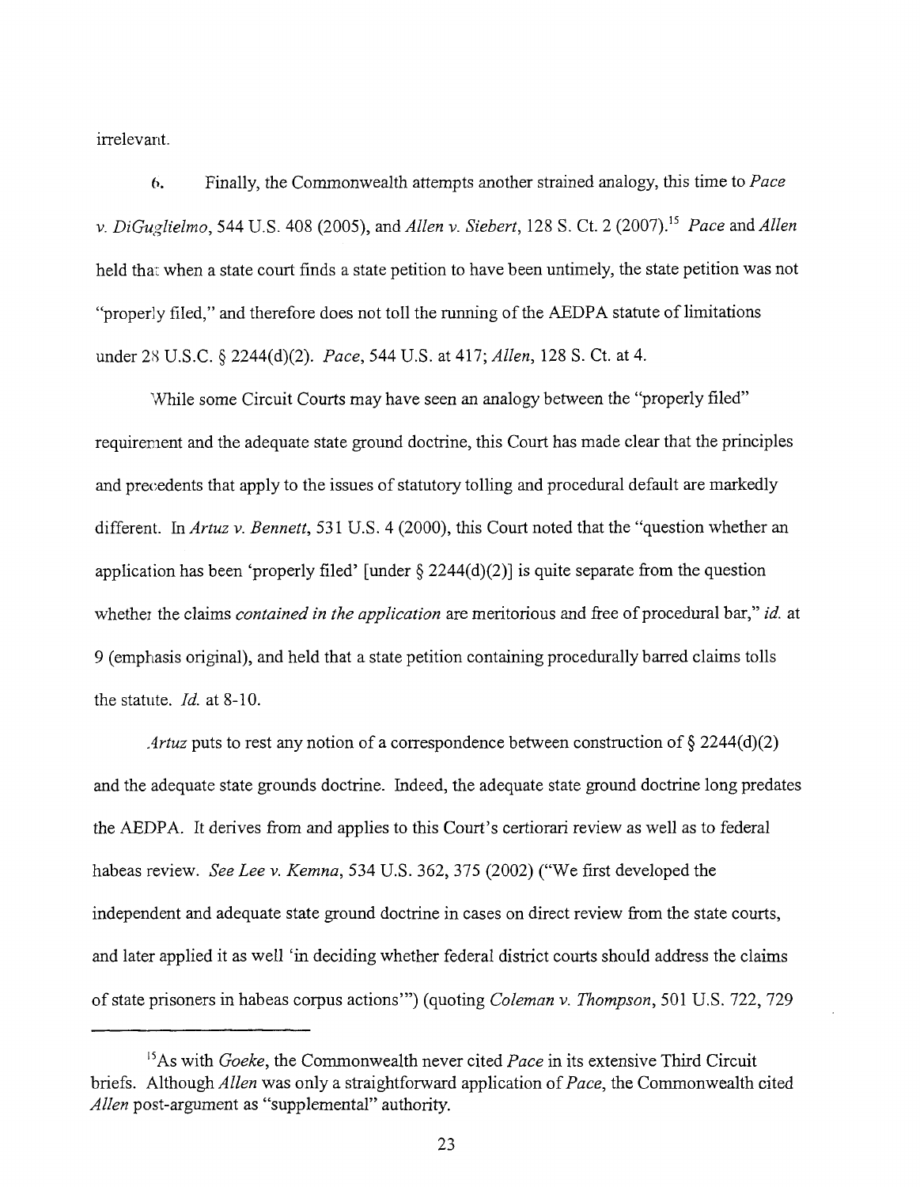irrelevant.

6. Finally, the Commonwealth attempts another strained analogy, this time to *Pace v. DiGuglielmo*, 544 U.S. 408 (2005), and *Allen v. Siebert*, 128 S. Ct. 2 (2007).[15] *Pace* and *Allen* held that when a state court finds a state petition to have been untimely, the state petition was not "properly filed," and therefore does not toll the running of the AEDPA statute of limitations under 28 U.S.C. § 2244(d)(2). *Pace*, 544 U.S. at 417; *Allen*, 128 S. Ct. at 4.

While some Circuit Courts may have seen an analogy between the "properly filed" requirement and the adequate state ground doctrine, this Court has made clear that the principles and precedents that apply to the issues of statutory tolling and procedural default are markedly different. In *Artuz v. Bennett*, 531 U.S. 4 (2000), this Court noted that the "question whether an application has been 'properly filed' [under § 2244(d)(2)] is quite separate from the question whether the claims *contained in the application* are meritorious and free of procedural bar," *id.* at 9 (emphasis original), and held that a state petition containing procedurally barred claims tolls the statute. *Id.* at 8-10.

*Artuz* puts to rest any notion of a correspondence between construction of § 2244(d)(2) and the adequate state grounds doctrine. Indeed, the adequate state ground doctrine long predates the AEDPA. It derives from and applies to this Court's certiorari review as well as to federal habeas review. *See Lee v. Kemna*, 534 U.S. 362, 375 (2002) ("We first developed the independent and adequate state ground doctrine in cases on direct review from the state courts, and later applied it as well 'in deciding whether federal district courts should address the claims of state prisoners in habeas corpus actions'") (quoting *Coleman v. Thompson*, 501 U.S. 722, 729

---

[15] As with *Goeke*, the Commonwealth never cited *Pace* in its extensive Third Circuit briefs. Although *Allen* was only a straightforward application of *Pace*, the Commonwealth cited *Allen* post-argument as "supplemental" authority.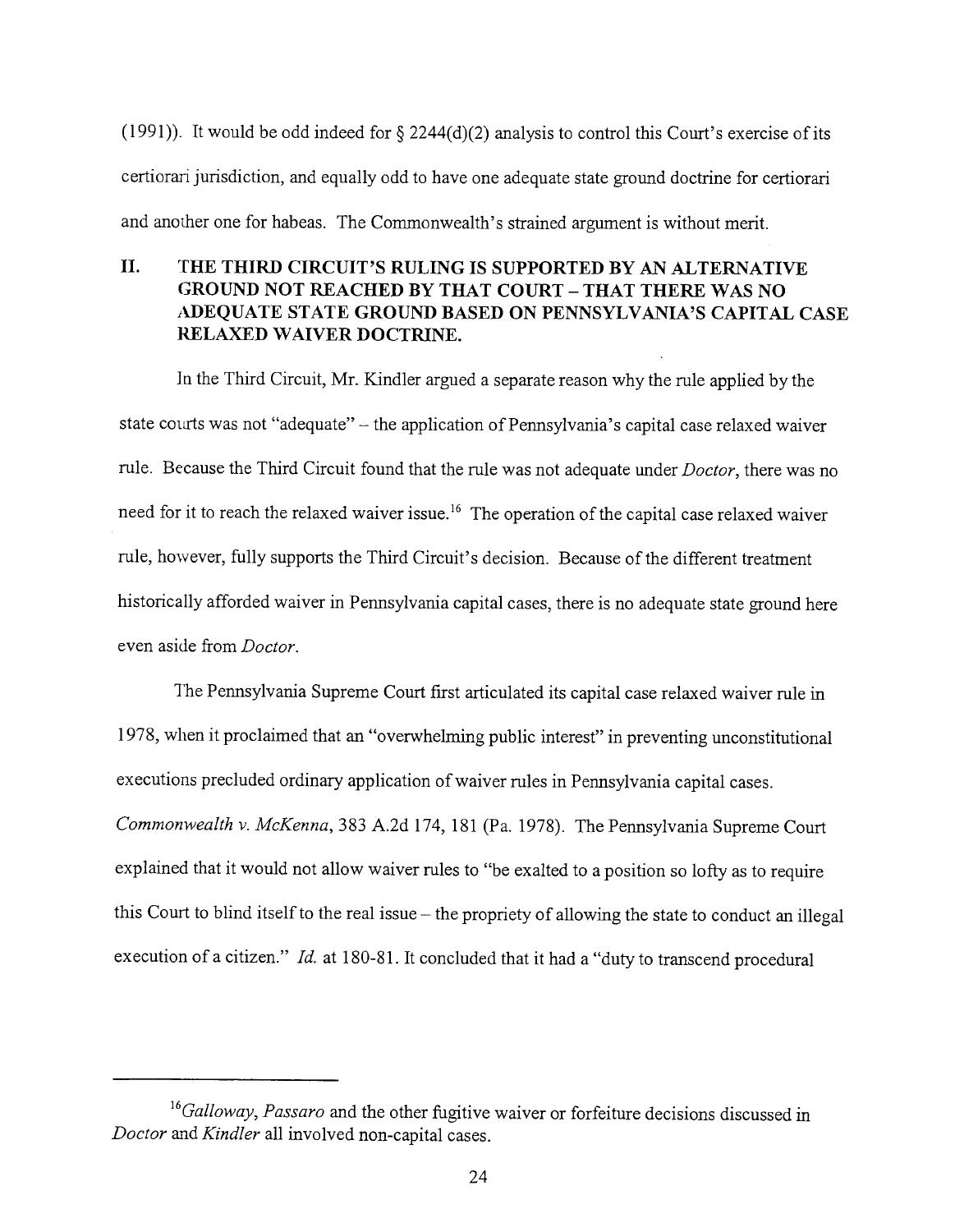(1991)). It would be odd indeed for § 2244(d)(2) analysis to control this Court's exercise of its certiorari jurisdiction, and equally odd to have one adequate state ground doctrine for certiorari and another one for habeas. The Commonwealth's strained argument is without merit.

## II. THE THIRD CIRCUIT'S RULING IS SUPPORTED BY AN ALTERNATIVE GROUND NOT REACHED BY THAT COURT – THAT THERE WAS NO ADEQUATE STATE GROUND BASED ON PENNSYLVANIA'S CAPITAL CASE RELAXED WAIVER DOCTRINE.

In the Third Circuit, Mr. Kindler argued a separate reason why the rule applied by the state courts was not "adequate" – the application of Pennsylvania's capital case relaxed waiver rule. Because the Third Circuit found that the rule was not adequate under *Doctor*, there was no need for it to reach the relaxed waiver issue.[16] The operation of the capital case relaxed waiver rule, however, fully supports the Third Circuit's decision. Because of the different treatment historically afforded waiver in Pennsylvania capital cases, there is no adequate state ground here even aside from *Doctor*.

The Pennsylvania Supreme Court first articulated its capital case relaxed waiver rule in 1978, when it proclaimed that an "overwhelming public interest" in preventing unconstitutional executions precluded ordinary application of waiver rules in Pennsylvania capital cases. *Commonwealth v. McKenna*, 383 A.2d 174, 181 (Pa. 1978). The Pennsylvania Supreme Court explained that it would not allow waiver rules to "be exalted to a position so lofty as to require this Court to blind itself to the real issue – the propriety of allowing the state to conduct an illegal execution of a citizen." *Id.* at 180-81. It concluded that it had a "duty to transcend procedural

---

[16] *Galloway*, *Passaro* and the other fugitive waiver or forfeiture decisions discussed in *Doctor* and *Kindler* all involved non-capital cases.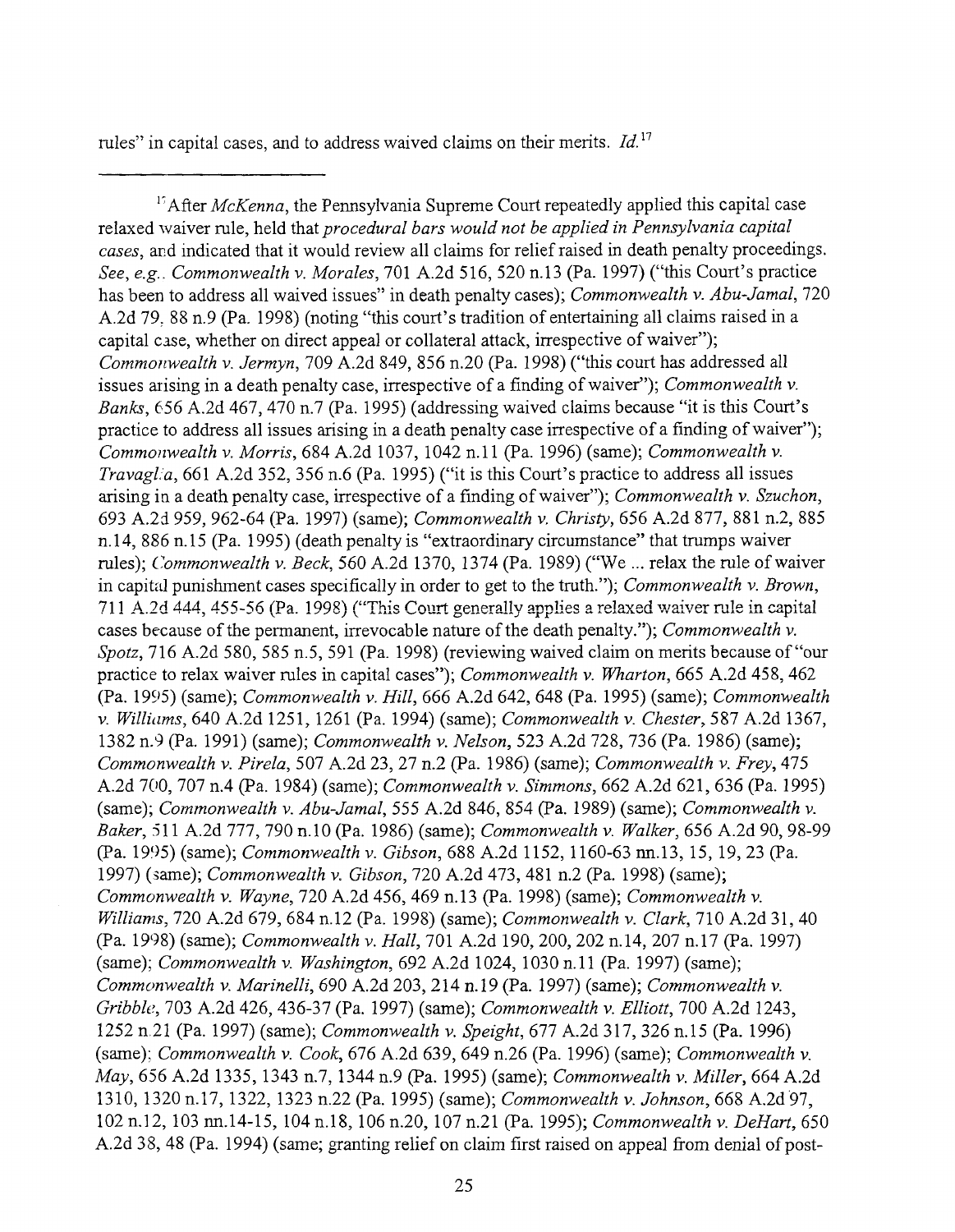rules" in capital cases, and to address waived claims on their merits. *Id.*[17]

---

[17] After *McKenna*, the Pennsylvania Supreme Court repeatedly applied this capital case relaxed waiver rule, held that *procedural bars would not be applied in Pennsylvania capital cases*, and indicated that it would review all claims for relief raised in death penalty proceedings. *See, e.g.*, *Commonwealth v. Morales*, 701 A.2d 516, 520 n.13 (Pa. 1997) ("this Court's practice has been to address all waived issues" in death penalty cases); *Commonwealth v. Abu-Jamal*, 720 A.2d 79, 88 n.9 (Pa. 1998) (noting "this court's tradition of entertaining all claims raised in a capital case, whether on direct appeal or collateral attack, irrespective of waiver"); *Commonwealth v. Jermyn*, 709 A.2d 849, 856 n.20 (Pa. 1998) ("this court has addressed all issues arising in a death penalty case, irrespective of a finding of waiver"); *Commonwealth v. Banks*, 656 A.2d 467, 470 n.7 (Pa. 1995) (addressing waived claims because "it is this Court's practice to address all issues arising in a death penalty case irrespective of a finding of waiver"); *Commonwealth v. Morris*, 684 A.2d 1037, 1042 n.11 (Pa. 1996) (same); *Commonwealth v. Travaglia*, 661 A.2d 352, 356 n.6 (Pa. 1995) ("it is this Court's practice to address all issues arising in a death penalty case, irrespective of a finding of waiver"); *Commonwealth v. Szuchon*, 693 A.2d 959, 962-64 (Pa. 1997) (same); *Commonwealth v. Christy*, 656 A.2d 877, 881 n.2, 885 n.14, 886 n.15 (Pa. 1995) (death penalty is "extraordinary circumstance" that trumps waiver rules); *Commonwealth v. Beck*, 560 A.2d 1370, 1374 (Pa. 1989) ("We ... relax the rule of waiver in capital punishment cases specifically in order to get to the truth."); *Commonwealth v. Brown*, 711 A.2d 444, 455-56 (Pa. 1998) ("This Court generally applies a relaxed waiver rule in capital cases because of the permanent, irrevocable nature of the death penalty."); *Commonwealth v. Spotz*, 716 A.2d 580, 585 n.5, 591 (Pa. 1998) (reviewing waived claim on merits because of "our practice to relax waiver rules in capital cases"); *Commonwealth v. Wharton*, 665 A.2d 458, 462 (Pa. 1995) (same); *Commonwealth v. Hill*, 666 A.2d 642, 648 (Pa. 1995) (same); *Commonwealth v. Williams*, 640 A.2d 1251, 1261 (Pa. 1994) (same); *Commonwealth v. Chester*, 587 A.2d 1367, 1382 n.9 (Pa. 1991) (same); *Commonwealth v. Nelson*, 523 A.2d 728, 736 (Pa. 1986) (same); *Commonwealth v. Pirela*, 507 A.2d 23, 27 n.2 (Pa. 1986) (same); *Commonwealth v. Frey*, 475 A.2d 700, 707 n.4 (Pa. 1984) (same); *Commonwealth v. Simmons*, 662 A.2d 621, 636 (Pa. 1995) (same); *Commonwealth v. Abu-Jamal*, 555 A.2d 846, 854 (Pa. 1989) (same); *Commonwealth v. Baker*, 511 A.2d 777, 790 n.10 (Pa. 1986) (same); *Commonwealth v. Walker*, 656 A.2d 90, 98-99 (Pa. 1995) (same); *Commonwealth v. Gibson*, 688 A.2d 1152, 1160-63 nn.13, 15, 19, 23 (Pa. 1997) (same); *Commonwealth v. Gibson*, 720 A.2d 473, 481 n.2 (Pa. 1998) (same); *Commonwealth v. Wayne*, 720 A.2d 456, 469 n.13 (Pa. 1998) (same); *Commonwealth v. Williams*, 720 A.2d 679, 684 n.12 (Pa. 1998) (same); *Commonwealth v. Clark*, 710 A.2d 31, 40 (Pa. 1998) (same); *Commonwealth v. Hall*, 701 A.2d 190, 200, 202 n.14, 207 n.17 (Pa. 1997) (same); *Commonwealth v. Washington*, 692 A.2d 1024, 1030 n.11 (Pa. 1997) (same); *Commonwealth v. Marinelli*, 690 A.2d 203, 214 n.19 (Pa. 1997) (same); *Commonwealth v. Gribble*, 703 A.2d 426, 436-37 (Pa. 1997) (same); *Commonwealth v. Elliott*, 700 A.2d 1243, 1252 n.21 (Pa. 1997) (same); *Commonwealth v. Speight*, 677 A.2d 317, 326 n.15 (Pa. 1996) (same); *Commonwealth v. Cook*, 676 A.2d 639, 649 n.26 (Pa. 1996) (same); *Commonwealth v. May*, 656 A.2d 1335, 1343 n.7, 1344 n.9 (Pa. 1995) (same); *Commonwealth v. Miller*, 664 A.2d 1310, 1320 n.17, 1322, 1323 n.22 (Pa. 1995) (same); *Commonwealth v. Johnson*, 668 A.2d 97, 102 n.12, 103 nn.14-15, 104 n.18, 106 n.20, 107 n.21 (Pa. 1995); *Commonwealth v. DeHart*, 650 A.2d 38, 48 (Pa. 1994) (same; granting relief on claim first raised on appeal from denial of post-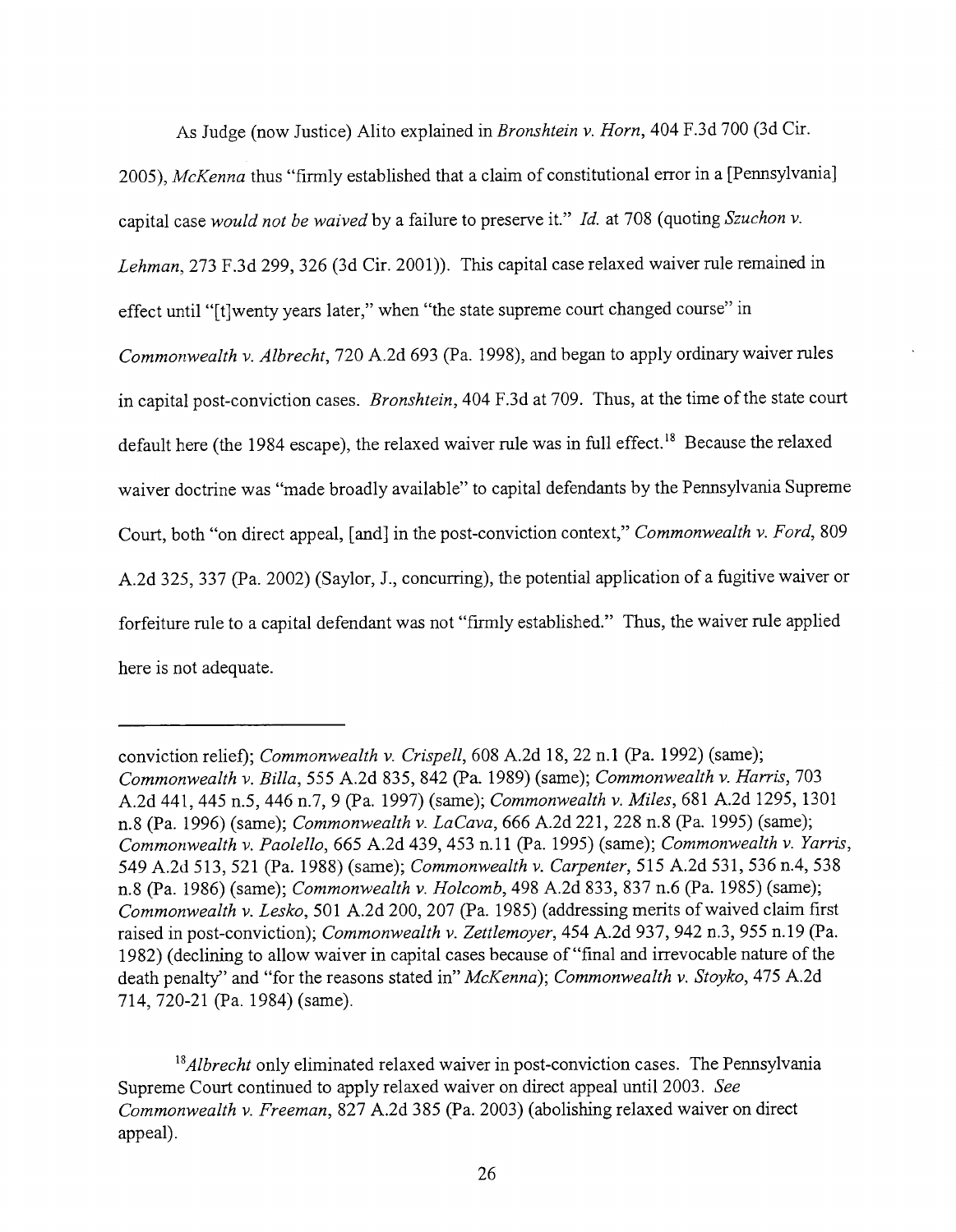As Judge (now Justice) Alito explained in *Bronshtein v. Horn*, 404 F.3d 700 (3d Cir. 2005), *McKenna* thus "firmly established that a claim of constitutional error in a [Pennsylvania] capital case *would not be waived* by a failure to preserve it." *Id.* at 708 (quoting *Szuchon v. Lehman*, 273 F.3d 299, 326 (3d Cir. 2001)). This capital case relaxed waiver rule remained in effect until "[t]wenty years later," when "the state supreme court changed course" in *Commonwealth v. Albrecht*, 720 A.2d 693 (Pa. 1998), and began to apply ordinary waiver rules in capital post-conviction cases. *Bronshtein*, 404 F.3d at 709. Thus, at the time of the state court default here (the 1984 escape), the relaxed waiver rule was in full effect.[18] Because the relaxed waiver doctrine was "made broadly available" to capital defendants by the Pennsylvania Supreme Court, both "on direct appeal, [and] in the post-conviction context," *Commonwealth v. Ford*, 809 A.2d 325, 337 (Pa. 2002) (Saylor, J., concurring), the potential application of a fugitive waiver or forfeiture rule to a capital defendant was not "firmly established." Thus, the waiver rule applied here is not adequate.

---

conviction relief); *Commonwealth v. Crispell*, 608 A.2d 18, 22 n.1 (Pa. 1992) (same); *Commonwealth v. Billa*, 555 A.2d 835, 842 (Pa. 1989) (same); *Commonwealth v. Harris*, 703 A.2d 441, 445 n.5, 446 n.7, 9 (Pa. 1997) (same); *Commonwealth v. Miles*, 681 A.2d 1295, 1301 n.8 (Pa. 1996) (same); *Commonwealth v. LaCava*, 666 A.2d 221, 228 n.8 (Pa. 1995) (same); *Commonwealth v. Paolello*, 665 A.2d 439, 453 n.11 (Pa. 1995) (same); *Commonwealth v. Yarris*, 549 A.2d 513, 521 (Pa. 1988) (same); *Commonwealth v. Carpenter*, 515 A.2d 531, 536 n.4, 538 n.8 (Pa. 1986) (same); *Commonwealth v. Holcomb*, 498 A.2d 833, 837 n.6 (Pa. 1985) (same); *Commonwealth v. Lesko*, 501 A.2d 200, 207 (Pa. 1985) (addressing merits of waived claim first raised in post-conviction); *Commonwealth v. Zettlemoyer*, 454 A.2d 937, 942 n.3, 955 n.19 (Pa. 1982) (declining to allow waiver in capital cases because of "final and irrevocable nature of the death penalty" and "for the reasons stated in" *McKenna*); *Commonwealth v. Stoyko*, 475 A.2d 714, 720-21 (Pa. 1984) (same).

[18] *Albrecht* only eliminated relaxed waiver in post-conviction cases. The Pennsylvania Supreme Court continued to apply relaxed waiver on direct appeal until 2003. *See Commonwealth v. Freeman*, 827 A.2d 385 (Pa. 2003) (abolishing relaxed waiver on direct appeal).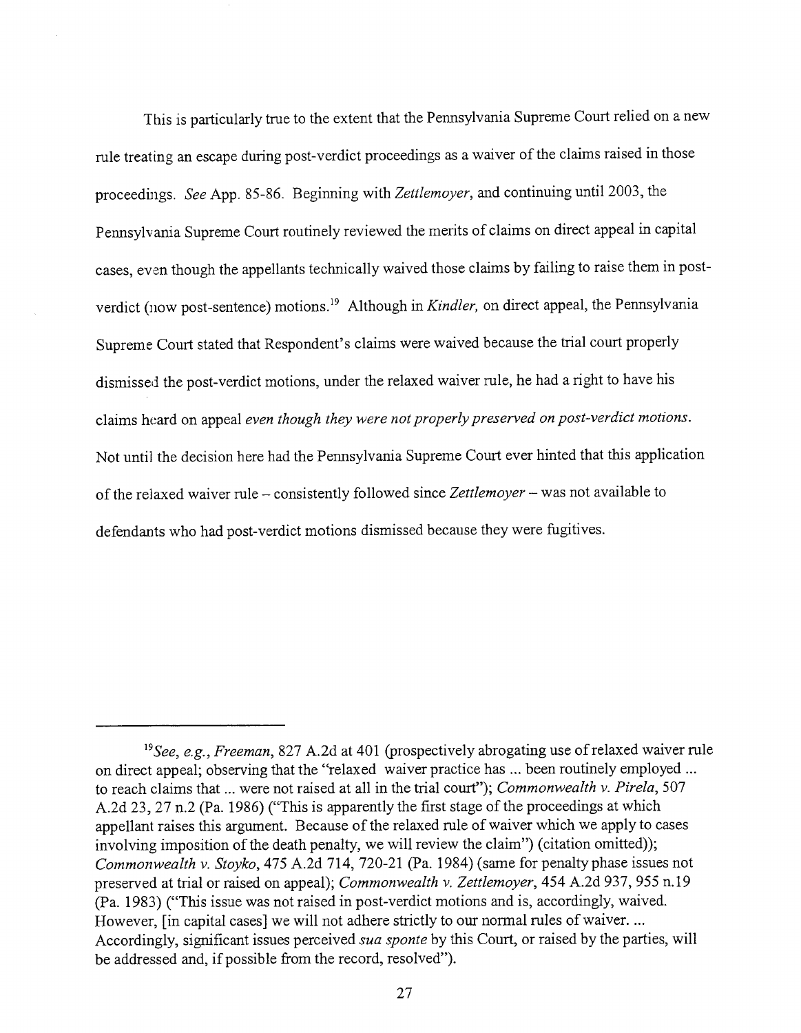This is particularly true to the extent that the Pennsylvania Supreme Court relied on a new rule treating an escape during post-verdict proceedings as a waiver of the claims raised in those proceedings. *See* App. 85-86. Beginning with *Zettlemoyer*, and continuing until 2003, the Pennsylvania Supreme Court routinely reviewed the merits of claims on direct appeal in capital cases, even though the appellants technically waived those claims by failing to raise them in post-verdict (now post-sentence) motions.[19] Although in *Kindler,* on direct appeal, the Pennsylvania Supreme Court stated that Respondent's claims were waived because the trial court properly dismissed the post-verdict motions, under the relaxed waiver rule, he had a right to have his claims heard on appeal *even though they were not properly preserved on post-verdict motions*. Not until the decision here had the Pennsylvania Supreme Court ever hinted that this application of the relaxed waiver rule – consistently followed since *Zettlemoyer* – was not available to defendants who had post-verdict motions dismissed because they were fugitives.

---

[19] *See, e.g., Freeman*, 827 A.2d at 401 (prospectively abrogating use of relaxed waiver rule on direct appeal; observing that the "relaxed waiver practice has ... been routinely employed ... to reach claims that ... were not raised at all in the trial court"); *Commonwealth v. Pirela*, 507 A.2d 23, 27 n.2 (Pa. 1986) ("This is apparently the first stage of the proceedings at which appellant raises this argument. Because of the relaxed rule of waiver which we apply to cases involving imposition of the death penalty, we will review the claim") (citation omitted)); *Commonwealth v. Stoyko*, 475 A.2d 714, 720-21 (Pa. 1984) (same for penalty phase issues not preserved at trial or raised on appeal); *Commonwealth v. Zettlemoyer*, 454 A.2d 937, 955 n.19 (Pa. 1983) ("This issue was not raised in post-verdict motions and is, accordingly, waived. However, [in capital cases] we will not adhere strictly to our normal rules of waiver. ... Accordingly, significant issues perceived *sua sponte* by this Court, or raised by the parties, will be addressed and, if possible from the record, resolved").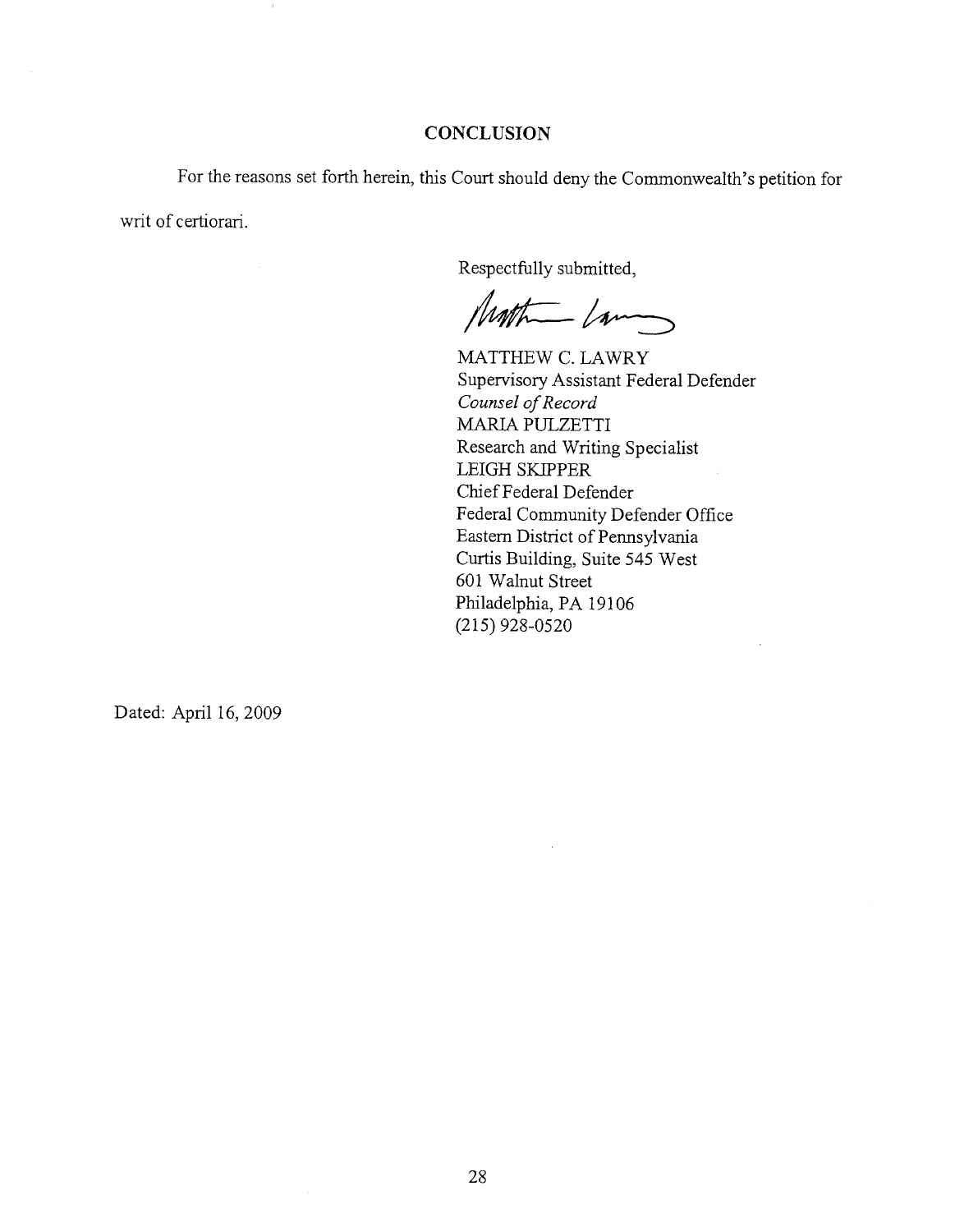## CONCLUSION

For the reasons set forth herein, this Court should deny the Commonwealth's petition for writ of certiorari.

Respectfully submitted,

MATTHEW C. LAWRY  
Supervisory Assistant Federal Defender  
*Counsel of Record*  
MARIA PULZETTI  
Research and Writing Specialist  
LEIGH SKIPPER  
Chief Federal Defender  
Federal Community Defender Office  
Eastern District of Pennsylvania  
Curtis Building, Suite 545 West  
601 Walnut Street  
Philadelphia, PA 19106  
(215) 928-0520

Dated: April 16, 2009